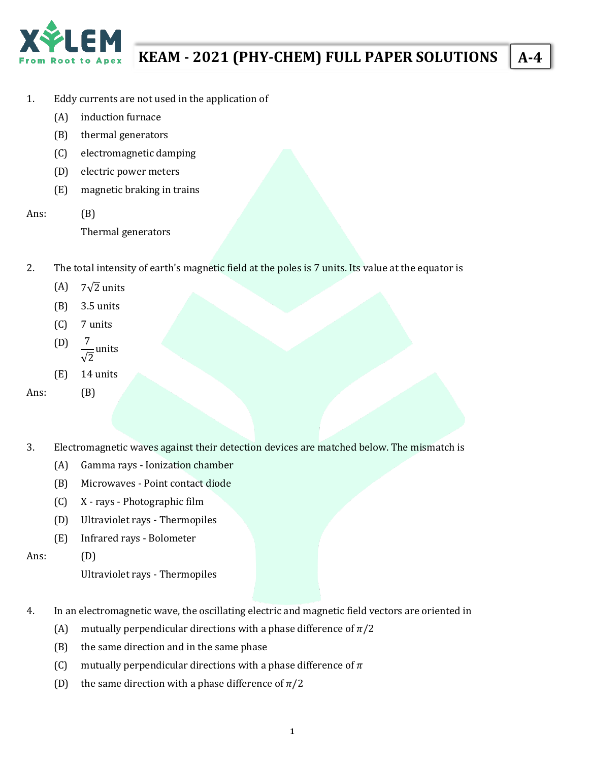# KEAM - 2021 (PHY-CHEM) FULL PAPER SOLUTIONS

**A-4**

1. Eddy currents are not used in the application of
   - (A) induction furnace
   - (B) thermal generators
   - (C) electromagnetic damping
   - (D) electric power meters
   - (E) magnetic braking in trains

Ans: (B)
Thermal generators

2. The total intensity of earth's magnetic field at the poles is 7 units. Its value at the equator is
   - (A) $7\sqrt{2}$ units
   - (B) 3.5 units
   - (C) 7 units
   - (D) $\frac{7}{\sqrt{2}}$ units
   - (E) 14 units

Ans: (B)

3. Electromagnetic waves against their detection devices are matched below. The mismatch is
   - (A) Gamma rays - Ionization chamber
   - (B) Microwaves - Point contact diode
   - (C) X - rays - Photographic film
   - (D) Ultraviolet rays - Thermopiles
   - (E) Infrared rays - Bolometer

Ans: (D)
Ultraviolet rays - Thermopiles

4. In an electromagnetic wave, the oscillating electric and magnetic field vectors are oriented in
   - (A) mutually perpendicular directions with a phase difference of $\pi/2$
   - (B) the same direction and in the same phase
   - (C) mutually perpendicular directions with a phase difference of $\pi$
   - (D) the same direction with a phase difference of $\pi/2$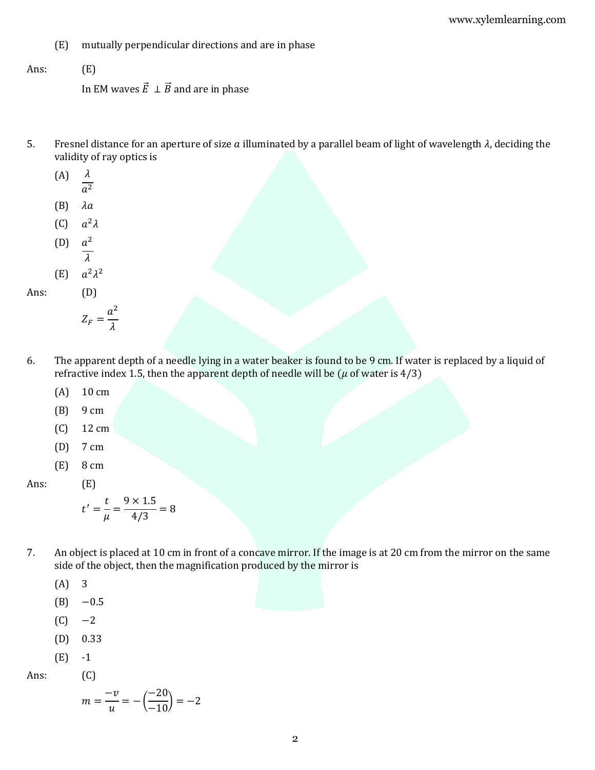(E) mutually perpendicular directions and are in phase

Ans: (E)

In EM waves $\vec{E} \perp \vec{B}$ and are in phase

5. Fresnel distance for an aperture of size $a$ illuminated by a parallel beam of light of wavelength $\lambda$, deciding the validity of ray optics is

(A) $\frac{\lambda}{a^2}$

(B) $\lambda a$

(C) $a^2 \lambda$

(D) $\frac{a^2}{\lambda}$

(E) $a^2 \lambda^2$

Ans: (D)

$$Z_F = \frac{a^2}{\lambda}$$

6. The apparent depth of a needle lying in a water beaker is found to be 9 cm. If water is replaced by a liquid of refractive index 1.5, then the apparent depth of needle will be ($\mu$ of water is 4/3)

(A) 10 cm

(B) 9 cm

(C) 12 cm

(D) 7 cm

(E) 8 cm

Ans: (E)

$$t' = \frac{t}{\mu} = \frac{9 \times 1.5}{4/3} = 8$$

7. An object is placed at 10 cm in front of a concave mirror. If the image is at 20 cm from the mirror on the same side of the object, then the magnification produced by the mirror is

(A) 3

(B) $-0.5$

(C) $-2$

(D) 0.33

(E) -1

Ans: (C)

$$m = \frac{-v}{u} = -\left(\frac{-20}{-10}\right) = -2$$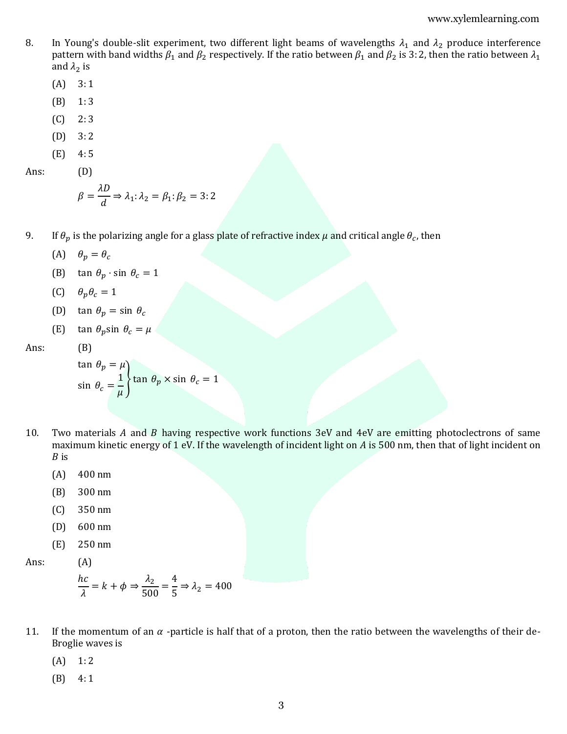8. In Young's double-slit experiment, two different light beams of wavelengths $\lambda_1$ and $\lambda_2$ produce interference pattern with band widths $\beta_1$ and $\beta_2$ respectively. If the ratio between $\beta_1$ and $\beta_2$ is 3: 2, then the ratio between $\lambda_1$ and $\lambda_2$ is

   (A) 3: 1

   (B) 1: 3

   (C) 2: 3

   (D) 3: 2

   (E) 4: 5

Ans: (D)

$$\beta = \frac{\lambda D}{d} \Rightarrow \lambda_1 : \lambda_2 = \beta_1 : \beta_2 = 3:2$$

9. If $\theta_p$ is the polarizing angle for a glass plate of refractive index $\mu$ and critical angle $\theta_c$, then

   (A) $\theta_p = \theta_c$

   (B) $\tan\,\theta_p \cdot \sin\,\theta_c = 1$

   (C) $\theta_p \theta_c = 1$

   (D) $\tan\,\theta_p = \sin\,\theta_c$

   (E) $\tan\,\theta_p \sin\,\theta_c = \mu$

Ans: (B)

$$\left.\begin{aligned} \tan\,\theta_p &= \mu \\ \sin\,\theta_c &= \frac{1}{\mu} \end{aligned}\right\} \tan\,\theta_p \times \sin\,\theta_c = 1$$

10. Two materials $A$ and $B$ having respective work functions 3eV and 4eV are emitting photoclectrons of same maximum kinetic energy of 1 eV. If the wavelength of incident light on $A$ is 500 nm, then that of light incident on $B$ is

   (A) 400 nm

   (B) 300 nm

   (C) 350 nm

   (D) 600 nm

   (E) 250 nm

Ans: (A)

$$\frac{hc}{\lambda} = k + \phi \Rightarrow \frac{\lambda_2}{500} = \frac{4}{5} \Rightarrow \lambda_2 = 400$$

11. If the momentum of an $\alpha$ -particle is half that of a proton, then the ratio between the wavelengths of their de-Broglie waves is

   (A) 1: 2

   (B) 4: 1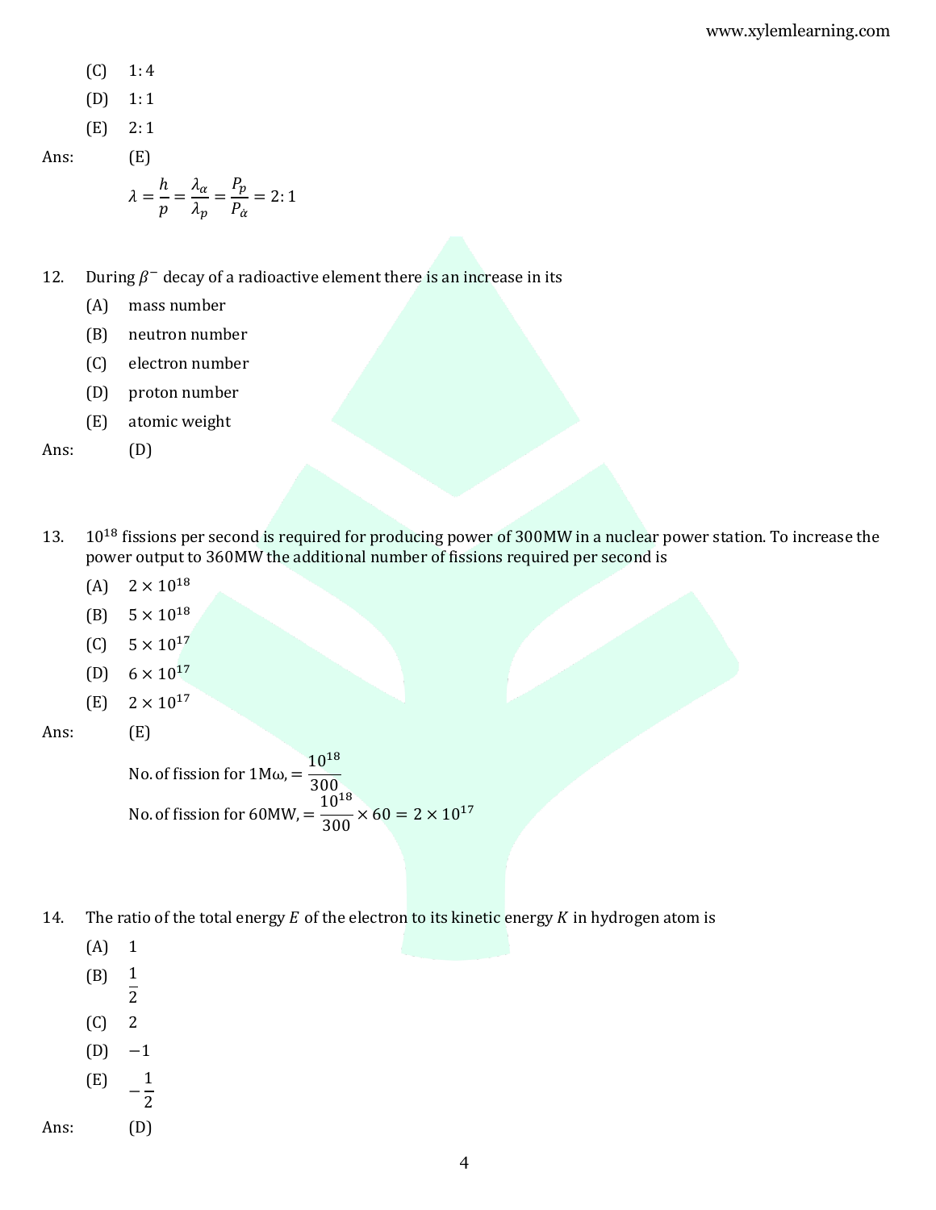(C) 1: 4

(D) 1: 1

(E) 2: 1

Ans: (E)

$$\lambda = \frac{h}{p} = \frac{\lambda_\alpha}{\lambda_p} = \frac{P_p}{P_\alpha} = 2:1$$

12. During $\beta^-$ decay of a radioactive element there is an increase in its

(A) mass number

(B) neutron number

(C) electron number

(D) proton number

(E) atomic weight

Ans: (D)

13. $10^{18}$ fissions per second is required for producing power of 300MW in a nuclear power station. To increase the power output to 360MW the additional number of fissions required per second is

(A) $2 \times 10^{18}$

(B) $5 \times 10^{18}$

(C) $5 \times 10^{17}$

(D) $6 \times 10^{17}$

(E) $2 \times 10^{17}$

Ans: (E)

No. of fission for 1Mω, $= \frac{10^{18}}{300}$

No. of fission for 60MW, $= \frac{10^{18}}{300} \times 60 = 2 \times 10^{17}$

14. The ratio of the total energy $E$ of the electron to its kinetic energy $K$ in hydrogen atom is

(A) 1

(B) $\frac{1}{2}$

(C) 2

(D) $-1$

(E) $-\frac{1}{2}$

Ans: (D)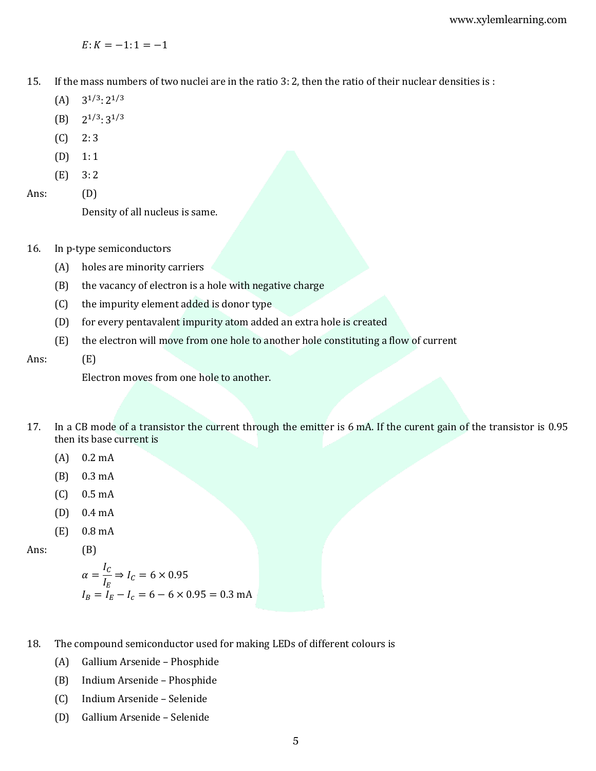$E : K = -1 : 1 = -1$

15. If the mass numbers of two nuclei are in the ratio 3: 2, then the ratio of their nuclear densities is :

    (A) $3^{1/3} : 2^{1/3}$

    (B) $2^{1/3} : 3^{1/3}$

    (C) $2 : 3$

    (D) $1 : 1$

    (E) $3 : 2$

Ans: (D)

Density of all nucleus is same.

16. In p-type semiconductors

    (A) holes are minority carriers

    (B) the vacancy of electron is a hole with negative charge

    (C) the impurity element added is donor type

    (D) for every pentavalent impurity atom added an extra hole is created

    (E) the electron will move from one hole to another hole constituting a flow of current

Ans: (E)

Electron moves from one hole to another.

17. In a CB mode of a transistor the current through the emitter is 6 mA. If the curent gain of the transistor is 0.95 then its base current is

    (A) 0.2 mA

    (B) 0.3 mA

    (C) 0.5 mA

    (D) 0.4 mA

    (E) 0.8 mA

Ans: (B)

$$\alpha = \frac{I_C}{I_E} \Rightarrow I_C = 6 \times 0.95$$

$$I_B = I_E - I_c = 6 - 6 \times 0.95 = 0.3 \text{ mA}$$

18. The compound semiconductor used for making LEDs of different colours is

    (A) Gallium Arsenide – Phosphide

    (B) Indium Arsenide – Phosphide

    (C) Indium Arsenide – Selenide

    (D) Gallium Arsenide – Selenide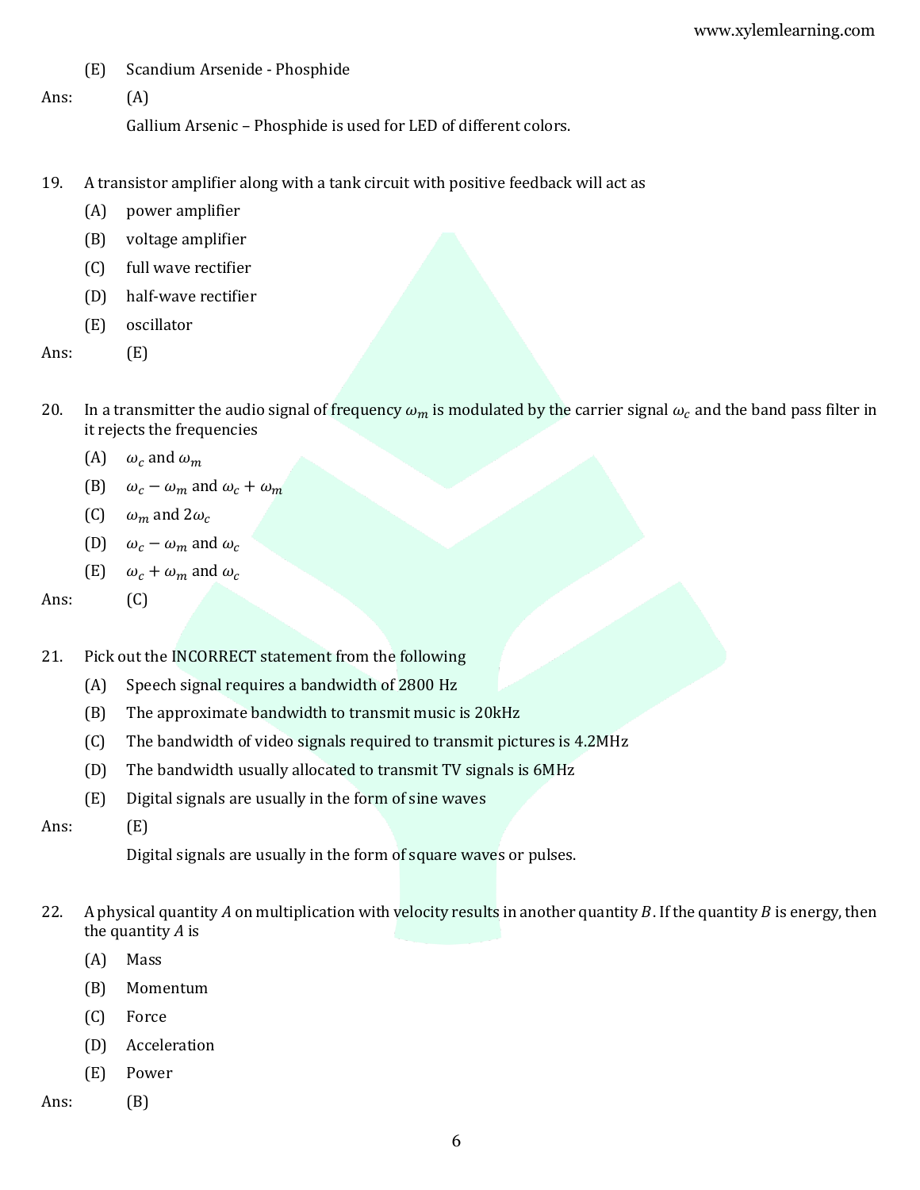(E) Scandium Arsenide - Phosphide

Ans: (A)

Gallium Arsenic – Phosphide is used for LED of different colors.

19. A transistor amplifier along with a tank circuit with positive feedback will act as

(A) power amplifier

(B) voltage amplifier

(C) full wave rectifier

(D) half-wave rectifier

(E) oscillator

Ans: (E)

20. In a transmitter the audio signal of frequency $\omega_m$ is modulated by the carrier signal $\omega_c$ and the band pass filter in it rejects the frequencies

(A) $\omega_c$ and $\omega_m$

(B) $\omega_c - \omega_m$ and $\omega_c + \omega_m$

(C) $\omega_m$ and $2\omega_c$

(D) $\omega_c - \omega_m$ and $\omega_c$

(E) $\omega_c + \omega_m$ and $\omega_c$

Ans: (C)

21. Pick out the INCORRECT statement from the following

(A) Speech signal requires a bandwidth of 2800 Hz

(B) The approximate bandwidth to transmit music is 20kHz

(C) The bandwidth of video signals required to transmit pictures is 4.2MHz

(D) The bandwidth usually allocated to transmit TV signals is 6MHz

(E) Digital signals are usually in the form of sine waves

Ans: (E)

Digital signals are usually in the form of square waves or pulses.

22. A physical quantity $A$ on multiplication with velocity results in another quantity $B$. If the quantity $B$ is energy, then the quantity $A$ is

(A) Mass

(B) Momentum

(C) Force

(D) Acceleration

(E) Power

Ans: (B)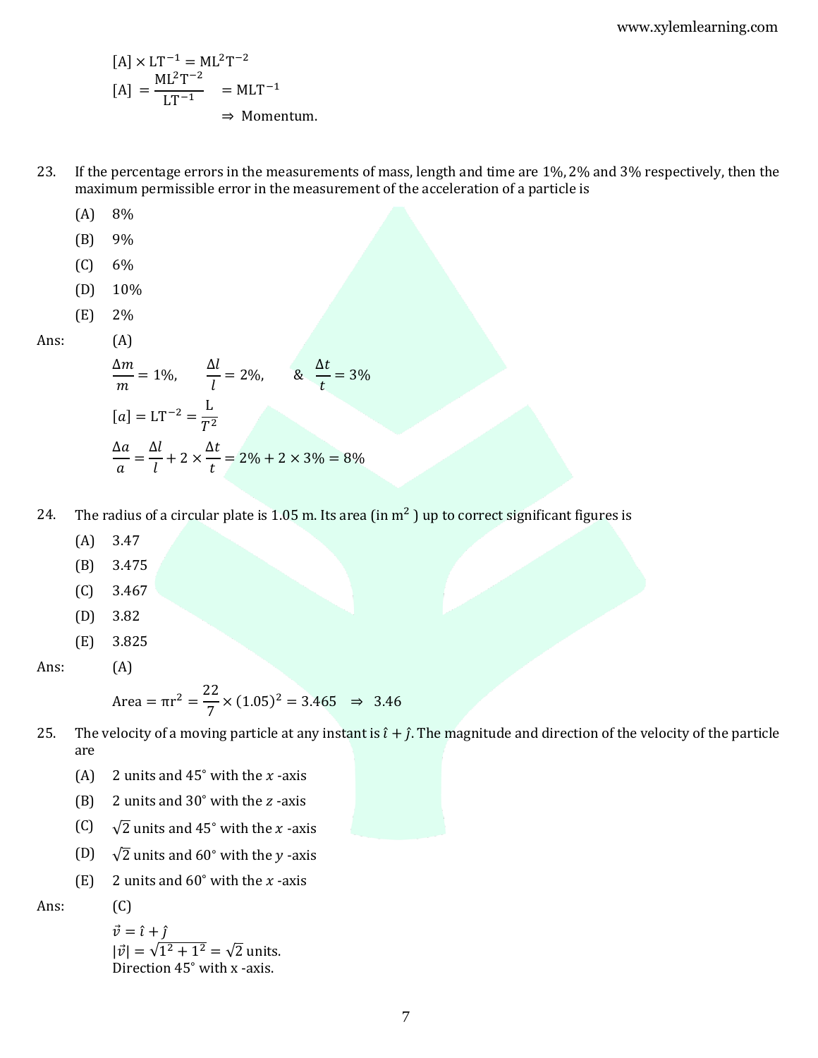$$[A] \times LT^{-1} = ML^2T^{-2}$$

$$[A] = \frac{ML^2T^{-2}}{LT^{-1}} = MLT^{-1}$$

$\Rightarrow$ Momentum.

23. If the percentage errors in the measurements of mass, length and time are 1%, 2% and 3% respectively, then the maximum permissible error in the measurement of the acceleration of a particle is

(A) 8%

(B) 9%

(C) 6%

(D) 10%

(E) 2%

Ans: (A)

$$\frac{\Delta m}{m} = 1\%, \quad \frac{\Delta l}{l} = 2\%, \quad \& \quad \frac{\Delta t}{t} = 3\%$$

$$[a] = LT^{-2} = \frac{L}{T^2}$$

$$\frac{\Delta a}{a} = \frac{\Delta l}{l} + 2 \times \frac{\Delta t}{t} = 2\% + 2 \times 3\% = 8\%$$

24. The radius of a circular plate is 1.05 m. Its area (in $m^2$ ) up to correct significant figures is

(A) 3.47

(B) 3.475

(C) 3.467

(D) 3.82

(E) 3.825

Ans: (A)

$$\text{Area} = \pi r^2 = \frac{22}{7} \times (1.05)^2 = 3.465 \quad \Rightarrow \quad 3.46$$

25. The velocity of a moving particle at any instant is $\hat{\imath} + \hat{\jmath}$. The magnitude and direction of the velocity of the particle are

(A) 2 units and 45° with the $x$ -axis

(B) 2 units and 30° with the $z$ -axis

(C) $\sqrt{2}$ units and 45° with the $x$ -axis

(D) $\sqrt{2}$ units and 60° with the $y$ -axis

(E) 2 units and 60° with the $x$ -axis

Ans: (C)

$\vec{v} = \hat{\imath} + \hat{\jmath}$

$|\vec{v}| = \sqrt{1^2 + 1^2} = \sqrt{2}$ units.

Direction 45° with x -axis.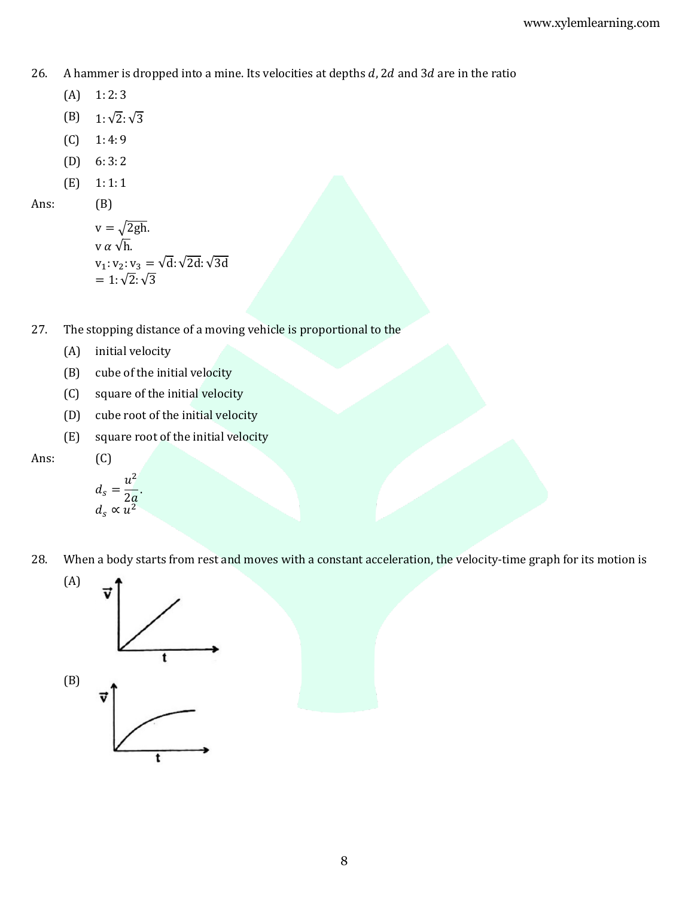26. A hammer is dropped into a mine. Its velocities at depths $d$, $2d$ and $3d$ are in the ratio

    (A) $1:2:3$

    (B) $1:\sqrt{2}:\sqrt{3}$

    (C) $1:4:9$

    (D) $6:3:2$

    (E) $1:1:1$

Ans: (B)

$v = \sqrt{2gh}$.

$v \propto \sqrt{h}$.

$v_1 : v_2 : v_3 = \sqrt{d} : \sqrt{2d} : \sqrt{3d}$

$= 1 : \sqrt{2} : \sqrt{3}$

27. The stopping distance of a moving vehicle is proportional to the

    (A) initial velocity

    (B) cube of the initial velocity

    (C) square of the initial velocity

    (D) cube root of the initial velocity

    (E) square root of the initial velocity

Ans: (C)

$d_s = \dfrac{u^2}{2a}$.

$d_s \propto u^2$

28. When a body starts from rest and moves with a constant acceleration, the velocity-time graph for its motion is

    (A)

    (B)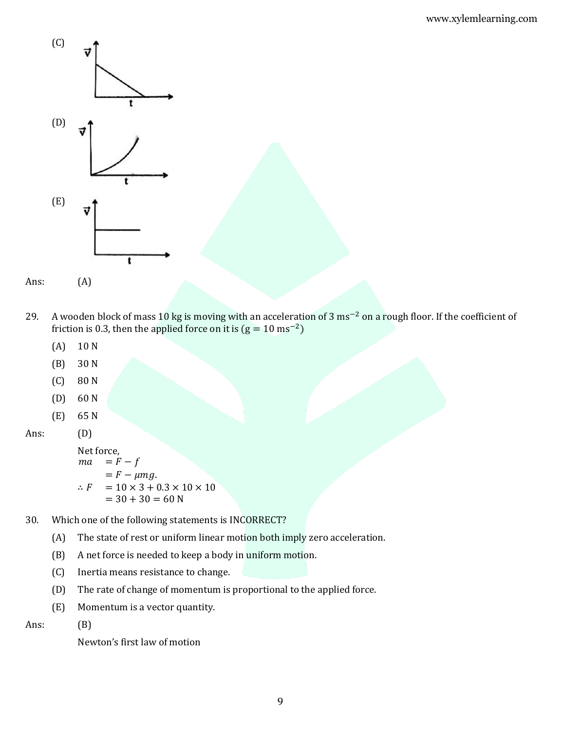(C)

(D)

(E)

Ans: (A)

29. A wooden block of mass 10 kg is moving with an acceleration of 3 $ms^{-2}$ on a rough floor. If the coefficient of friction is 0.3, then the applied force on it is (g = 10 $ms^{-2}$)

(A) 10 N

(B) 30 N

(C) 80 N

(D) 60 N

(E) 65 N

Ans: (D)

Net force,

$$ma = F - f$$
$$= F - \mu mg.$$
$$\therefore F = 10 \times 3 + 0.3 \times 10 \times 10$$
$$= 30 + 30 = 60 \text{ N}$$

30. Which one of the following statements is INCORRECT?

(A) The state of rest or uniform linear motion both imply zero acceleration.

(B) A net force is needed to keep a body in uniform motion.

(C) Inertia means resistance to change.

(D) The rate of change of momentum is proportional to the applied force.

(E) Momentum is a vector quantity.

Ans: (B)

Newton's first law of motion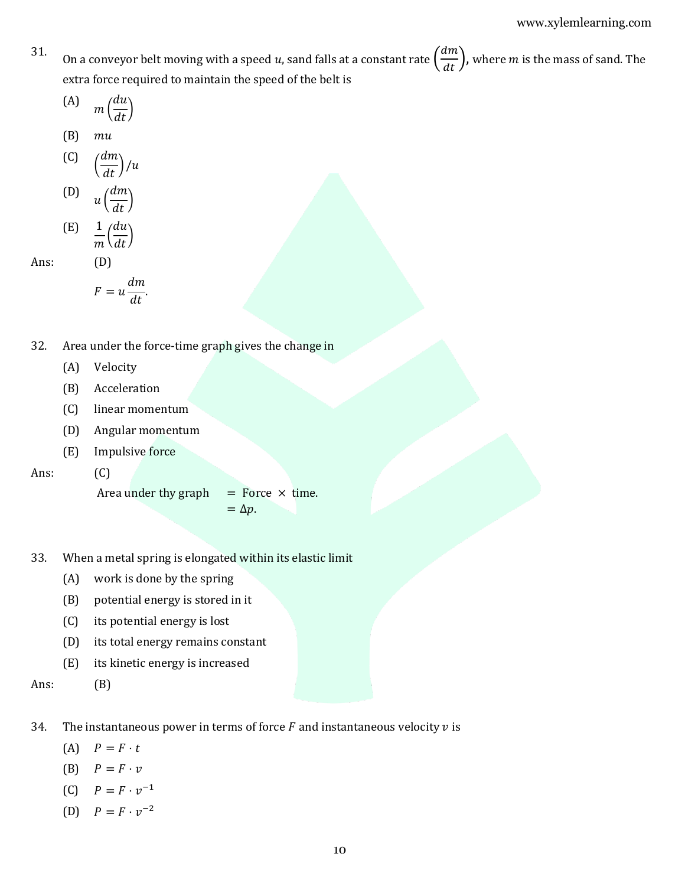31. On a conveyor belt moving with a speed $u$, sand falls at a constant rate $\left(\frac{dm}{dt}\right)$, where $m$ is the mass of sand. The extra force required to maintain the speed of the belt is

(A) $m\left(\frac{du}{dt}\right)$

(B) $mu$

(C) $\left(\frac{dm}{dt}\right)/u$

(D) $u\left(\frac{dm}{dt}\right)$

(E) $\frac{1}{m}\left(\frac{du}{dt}\right)$

Ans: (D)

$$F = u\frac{dm}{dt}.$$

32. Area under the force-time graph gives the change in

(A) Velocity

(B) Acceleration

(C) linear momentum

(D) Angular momentum

(E) Impulsive force

Ans: (C)

Area under thy graph $=$ Force $\times$ time.
$= \Delta p$.

33. When a metal spring is elongated within its elastic limit

(A) work is done by the spring

(B) potential energy is stored in it

(C) its potential energy is lost

(D) its total energy remains constant

(E) its kinetic energy is increased

Ans: (B)

34. The instantaneous power in terms of force $F$ and instantaneous velocity $v$ is

(A) $P = F \cdot t$

(B) $P = F \cdot v$

(C) $P = F \cdot v^{-1}$

(D) $P = F \cdot v^{-2}$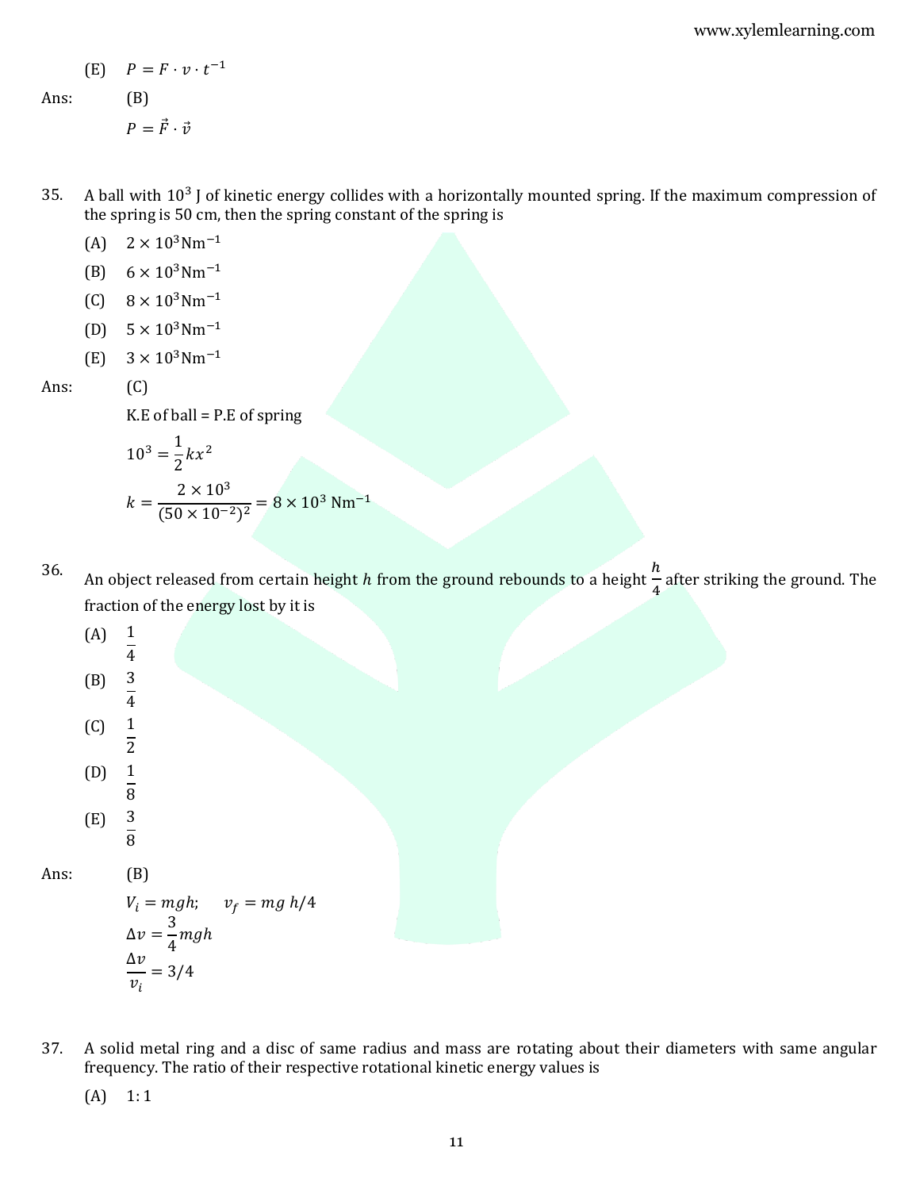(E) $P = F \cdot v \cdot t^{-1}$

Ans: (B)

$P = \vec{F} \cdot \vec{v}$

35. A ball with $10^3$ J of kinetic energy collides with a horizontally mounted spring. If the maximum compression of the spring is 50 cm, then the spring constant of the spring is

(A) $2 \times 10^3 \text{Nm}^{-1}$

(B) $6 \times 10^3 \text{Nm}^{-1}$

(C) $8 \times 10^3 \text{Nm}^{-1}$

(D) $5 \times 10^3 \text{Nm}^{-1}$

(E) $3 \times 10^3 \text{Nm}^{-1}$

Ans: (C)

K.E of ball = P.E of spring

$$10^3 = \frac{1}{2}kx^2$$

$$k = \frac{2 \times 10^3}{(50 \times 10^{-2})^2} = 8 \times 10^3 \text{ Nm}^{-1}$$

36. An object released from certain height $h$ from the ground rebounds to a height $\frac{h}{4}$ after striking the ground. The fraction of the energy lost by it is

(A) $\frac{1}{4}$

(B) $\frac{3}{4}$

(C) $\frac{1}{2}$

(D) $\frac{1}{8}$

(E) $\frac{3}{8}$

Ans: (B)

$V_i = mgh; \quad v_f = mg\, h/4$

$$\Delta v = \frac{3}{4}mgh$$

$$\frac{\Delta v}{v_i} = 3/4$$

37. A solid metal ring and a disc of same radius and mass are rotating about their diameters with same angular frequency. The ratio of their respective rotational kinetic energy values is

(A) 1: 1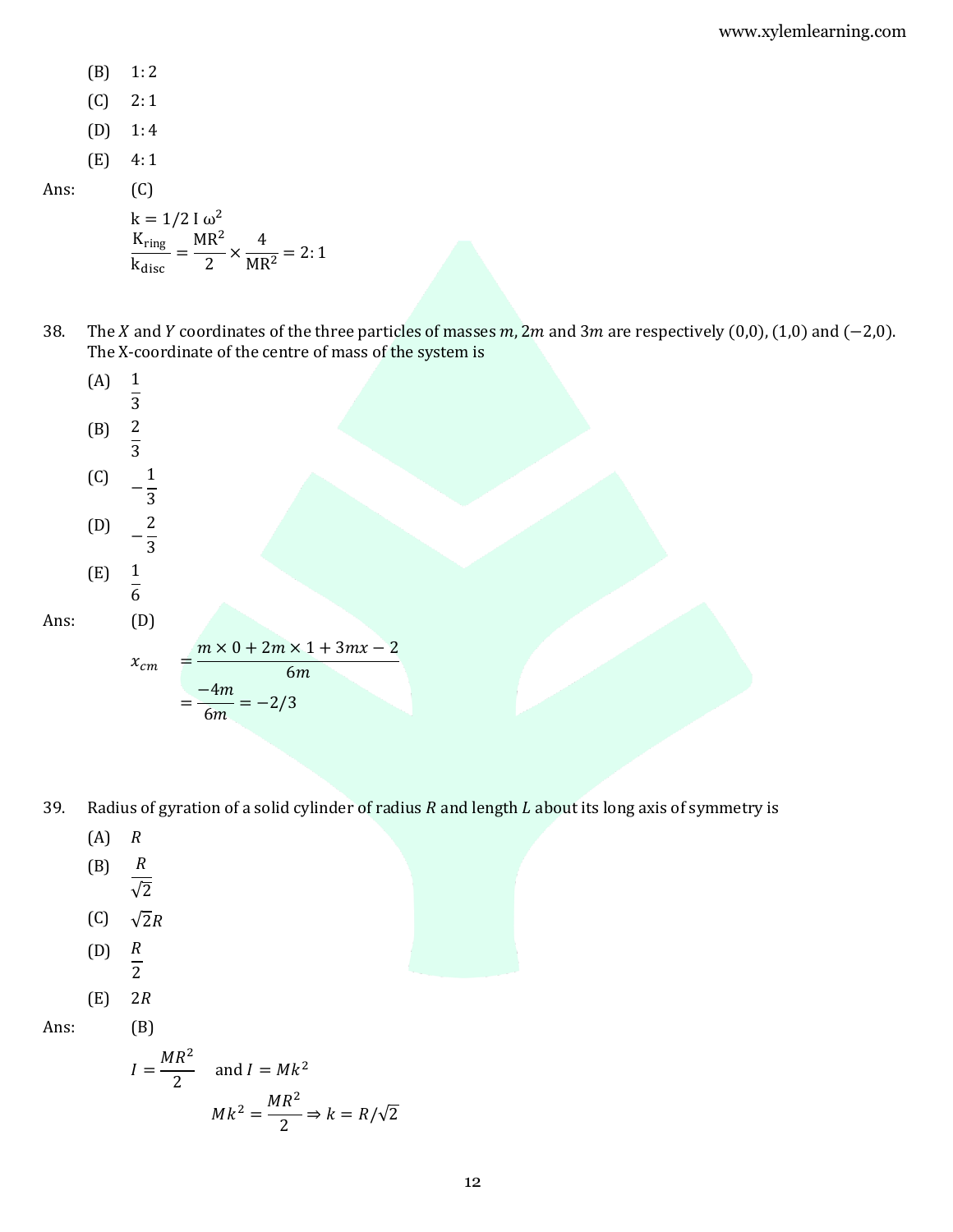(B) 1: 2

(C) 2: 1

(D) 1: 4

(E) 4: 1

Ans: (C)

$k = 1/2\ I\ \omega^2$

$$\frac{K_{ring}}{k_{disc}} = \frac{MR^2}{2} \times \frac{4}{MR^2} = 2:1$$

38. The $X$ and $Y$ coordinates of the three particles of masses $m, 2m$ and $3m$ are respectively $(0,0)$, $(1,0)$ and $(-2,0)$. The X-coordinate of the centre of mass of the system is

(A) $\frac{1}{3}$

(B) $\frac{2}{3}$

(C) $-\frac{1}{3}$

(D) $-\frac{2}{3}$

(E) $\frac{1}{6}$

Ans: (D)

$$x_{cm} = \frac{m \times 0 + 2m \times 1 + 3mx - 2}{6m}$$

$$= \frac{-4m}{6m} = -2/3$$

39. Radius of gyration of a solid cylinder of radius $R$ and length $L$ about its long axis of symmetry is

(A) $R$

(B) $\frac{R}{\sqrt{2}}$

(C) $\sqrt{2}R$

(D) $\frac{R}{2}$

(E) $2R$

Ans: (B)

$I = \frac{MR^2}{2}$ and $I = Mk^2$

$$Mk^2 = \frac{MR^2}{2} \Rightarrow k = R/\sqrt{2}$$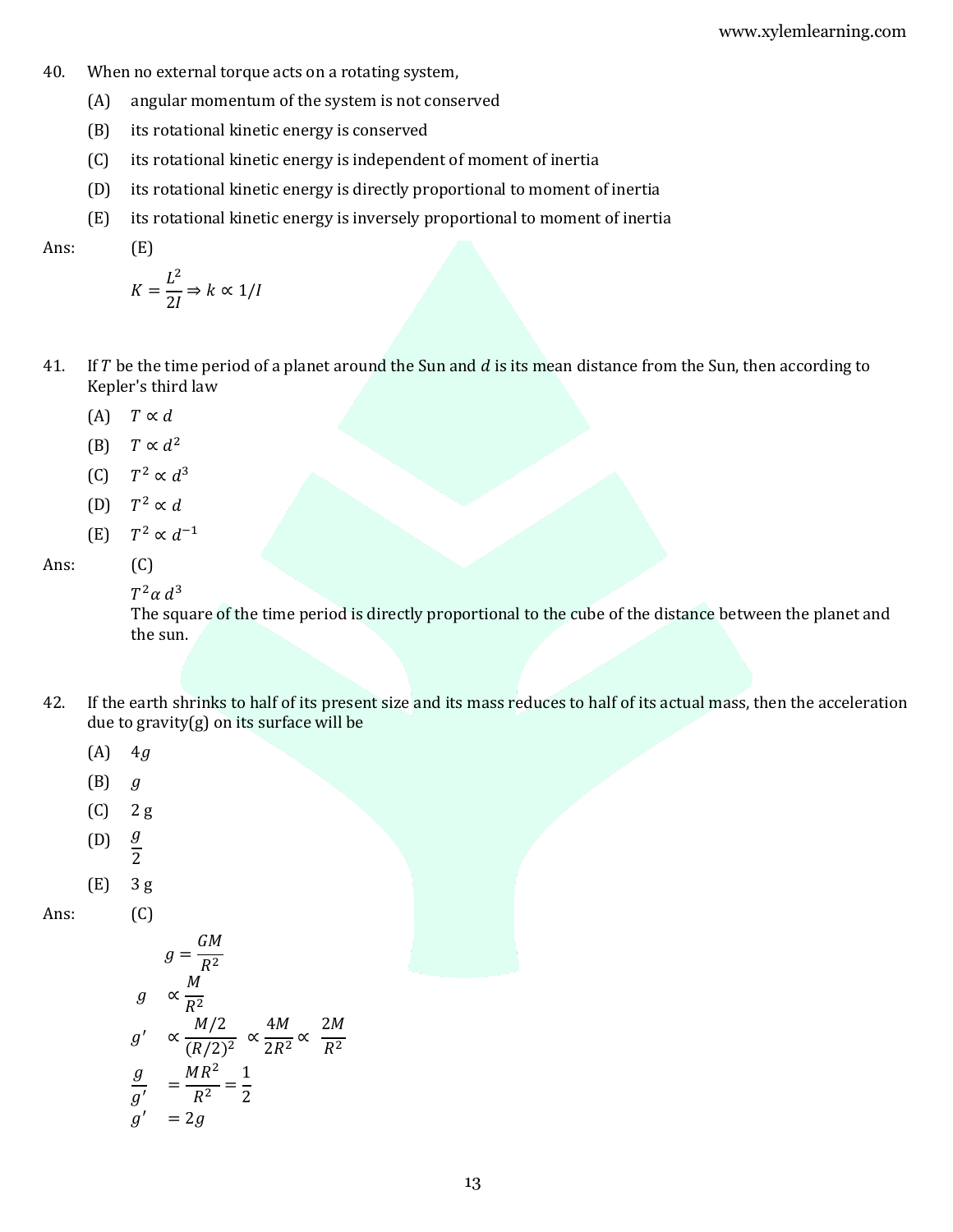40. When no external torque acts on a rotating system,

(A) angular momentum of the system is not conserved

(B) its rotational kinetic energy is conserved

(C) its rotational kinetic energy is independent of moment of inertia

(D) its rotational kinetic energy is directly proportional to moment of inertia

(E) its rotational kinetic energy is inversely proportional to moment of inertia

Ans: (E)

$$K = \frac{L^2}{2I} \Rightarrow k \propto 1/I$$

41. If $T$ be the time period of a planet around the Sun and $d$ is its mean distance from the Sun, then according to Kepler's third law

(A) $T \propto d$

(B) $T \propto d^2$

(C) $T^2 \propto d^3$

(D) $T^2 \propto d$

(E) $T^2 \propto d^{-1}$

Ans: (C)

$T^2 \alpha\, d^3$

The square of the time period is directly proportional to the cube of the distance between the planet and the sun.

42. If the earth shrinks to half of its present size and its mass reduces to half of its actual mass, then the acceleration due to gravity(g) on its surface will be

(A) $4g$

(B) $g$

(C) $2$ g

(D) $\frac{g}{2}$

(E) $3$ g

Ans: (C)

$$g = \frac{GM}{R^2}$$

$$g \propto \frac{M}{R^2}$$

$$g' \propto \frac{M/2}{(R/2)^2} \propto \frac{4M}{2R^2} \propto \frac{2M}{R^2}$$

$$\frac{g}{g'} = \frac{MR^2}{R^2} = \frac{1}{2}$$

$$g' = 2g$$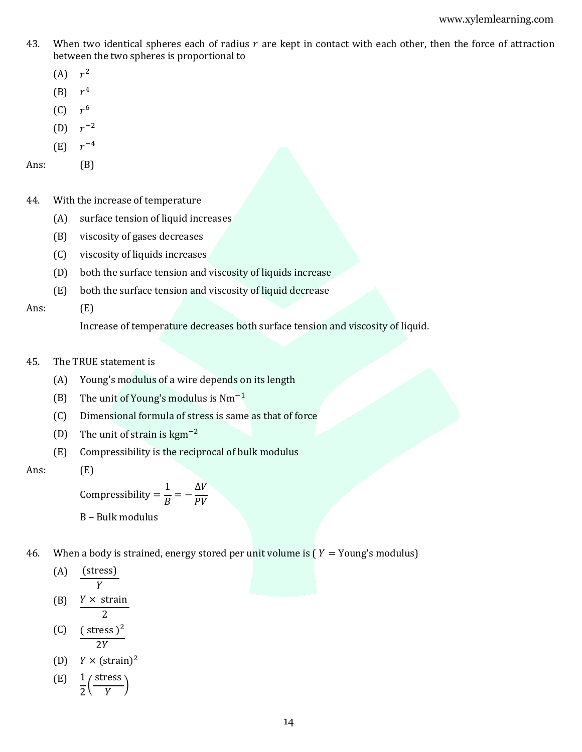43. When two identical spheres each of radius $r$ are kept in contact with each other, then the force of attraction between the two spheres is proportional to

(A) $r^2$

(B) $r^4$

(C) $r^6$

(D) $r^{-2}$

(E) $r^{-4}$

Ans: (B)

44. With the increase of temperature

(A) surface tension of liquid increases

(B) viscosity of gases decreases

(C) viscosity of liquids increases

(D) both the surface tension and viscosity of liquids increase

(E) both the surface tension and viscosity of liquid decrease

Ans: (E)

Increase of temperature decreases both surface tension and viscosity of liquid.

45. The TRUE statement is

(A) Young's modulus of a wire depends on its length

(B) The unit of Young's modulus is $\mathrm{Nm}^{-1}$

(C) Dimensional formula of stress is same as that of force

(D) The unit of strain is $\mathrm{kgm}^{-2}$

(E) Compressibility is the reciprocal of bulk modulus

Ans: (E)

$$\text{Compressibility} = \frac{1}{B} = -\frac{\Delta V}{PV}$$

B – Bulk modulus

46. When a body is strained, energy stored per unit volume is ( $Y$ = Young's modulus)

(A) $\frac{(\text{stress})}{Y}$

(B) $\frac{Y \times \text{ strain}}{2}$

(C) $\frac{(\text{ stress })^2}{2Y}$

(D) $Y \times (\text{strain})^2$

(E) $\frac{1}{2}\left(\frac{\text{stress}}{Y}\right)$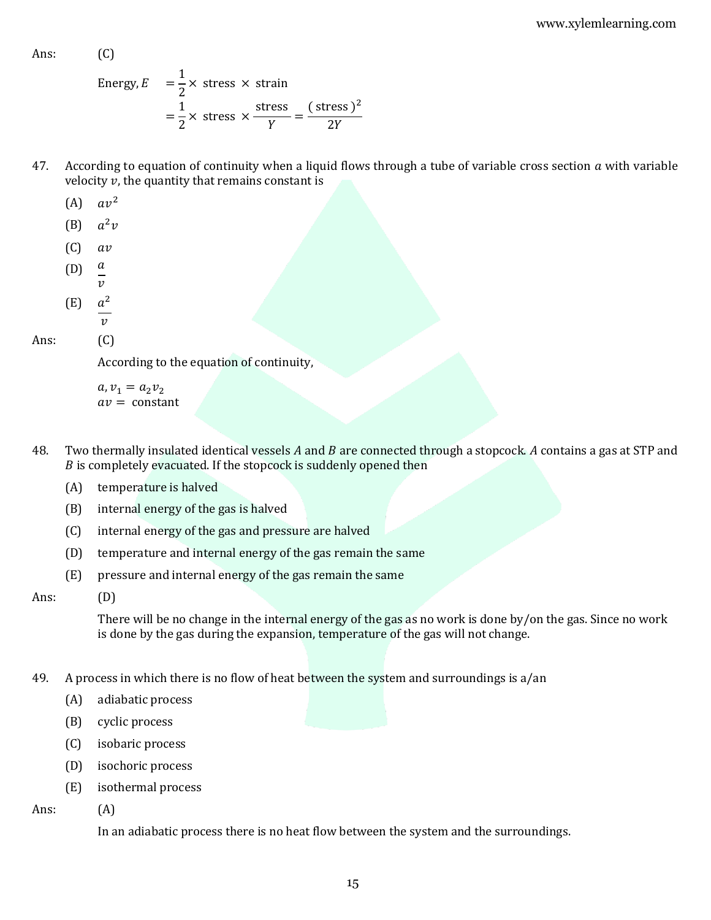Ans: (C)

$$\text{Energy, } E = \frac{1}{2} \times \text{ stress } \times \text{ strain}$$
$$= \frac{1}{2} \times \text{ stress } \times \frac{\text{stress}}{Y} = \frac{(\text{ stress })^2}{2Y}$$

47. According to equation of continuity when a liquid flows through a tube of variable cross section $a$ with variable velocity $v$, the quantity that remains constant is

(A) $av^2$

(B) $a^2v$

(C) $av$

(D) $\frac{a}{v}$

(E) $\frac{a^2}{v}$

Ans: (C)

According to the equation of continuity,

$a, v_1 = a_2v_2$
$av =$ constant

48. Two thermally insulated identical vessels $A$ and $B$ are connected through a stopcock. $A$ contains a gas at STP and $B$ is completely evacuated. If the stopcock is suddenly opened then

(A) temperature is halved

(B) internal energy of the gas is halved

(C) internal energy of the gas and pressure are halved

(D) temperature and internal energy of the gas remain the same

(E) pressure and internal energy of the gas remain the same

Ans: (D)

There will be no change in the internal energy of the gas as no work is done by/on the gas. Since no work is done by the gas during the expansion, temperature of the gas will not change.

49. A process in which there is no flow of heat between the system and surroundings is a/an

(A) adiabatic process

(B) cyclic process

(C) isobaric process

(D) isochoric process

(E) isothermal process

Ans: (A)

In an adiabatic process there is no heat flow between the system and the surroundings.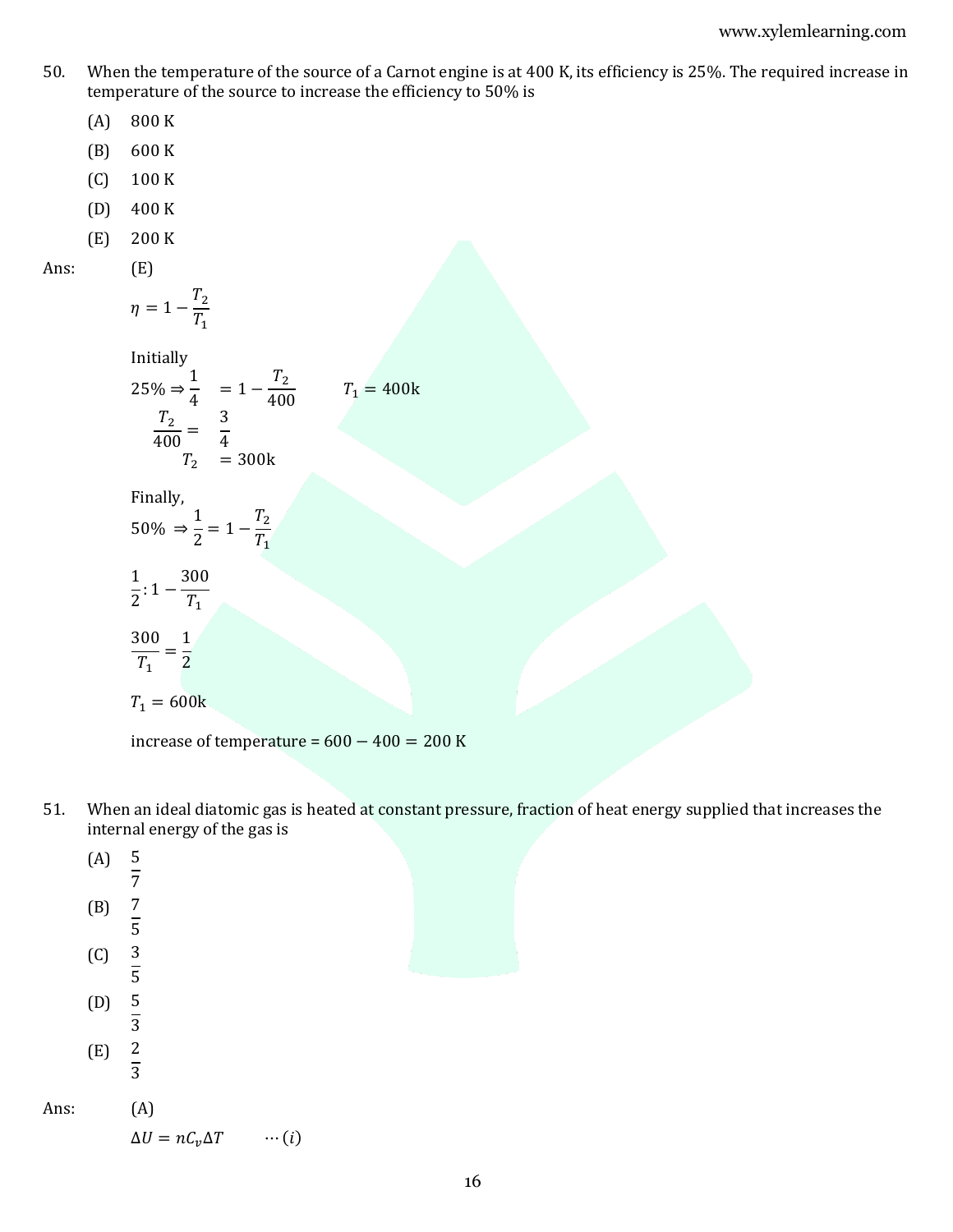50. When the temperature of the source of a Carnot engine is at 400 K, its efficiency is 25%. The required increase in temperature of the source to increase the efficiency to 50% is

(A) 800 K

(B) 600 K

(C) 100 K

(D) 400 K

(E) 200 K

Ans: (E)

$$\eta = 1 - \frac{T_2}{T_1}$$

Initially

$$25\% \Rightarrow \frac{1}{4} = 1 - \frac{T_2}{400} \qquad T_1 = 400\text{k}$$

$$\frac{T_2}{400} = \frac{3}{4}$$

$$T_2 = 300\text{k}$$

Finally,

$$50\% \Rightarrow \frac{1}{2} = 1 - \frac{T_2}{T_1}$$

$$\frac{1}{2} : 1 - \frac{300}{T_1}$$

$$\frac{300}{T_1} = \frac{1}{2}$$

$$T_1 = 600\text{k}$$

increase of temperature = $600 - 400 = 200$ K

51. When an ideal diatomic gas is heated at constant pressure, fraction of heat energy supplied that increases the internal energy of the gas is

(A) $\frac{5}{7}$

(B) $\frac{7}{5}$

(C) $\frac{3}{5}$

(D) $\frac{5}{3}$

(E) $\frac{2}{3}$

Ans: (A)

$$\Delta U = nC_v\Delta T \qquad \cdots (i)$$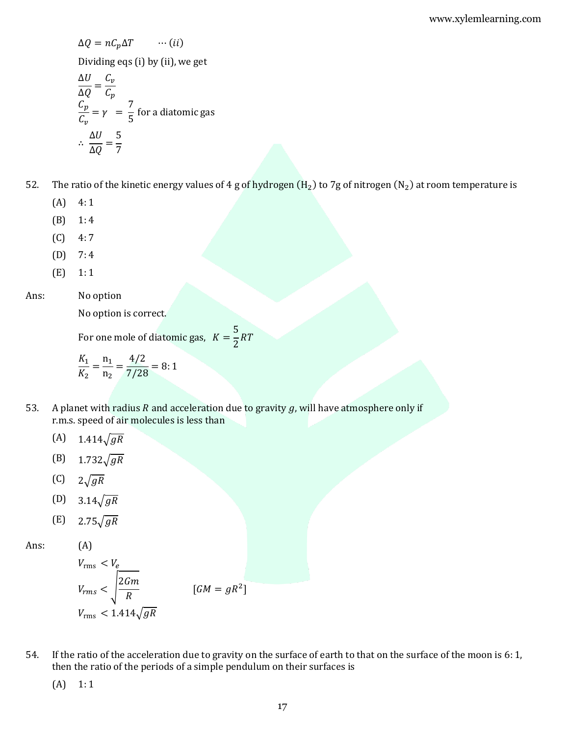$$\Delta Q = nC_p\Delta T \qquad \cdots (ii)$$

Dividing eqs (i) by (ii), we get

$$\frac{\Delta U}{\Delta Q} = \frac{C_v}{C_p}$$

$$\frac{C_p}{C_v} = \gamma \;=\; \frac{7}{5} \text{ for a diatomic gas}$$

$$\therefore \; \frac{\Delta U}{\Delta Q} = \frac{5}{7}$$

52. The ratio of the kinetic energy values of 4 g of hydrogen ($H_2$) to 7g of nitrogen ($N_2$) at room temperature is

(A) 4: 1

(B) 1: 4

(C) 4: 7

(D) 7: 4

(E) 1: 1

Ans: No option

No option is correct.

For one mole of diatomic gas, $K = \frac{5}{2}RT$

$$\frac{K_1}{K_2} = \frac{n_1}{n_2} = \frac{4/2}{7/28} = 8:1$$

53. A planet with radius $R$ and acceleration due to gravity $g$, will have atmosphere only if r.m.s. speed of air molecules is less than

(A) $1.414\sqrt{gR}$

(B) $1.732\sqrt{gR}$

(C) $2\sqrt{gR}$

(D) $3.14\sqrt{gR}$

(E) $2.75\sqrt{gR}$

Ans: (A)

$$V_{\text{rms}} < V_e$$

$$V_{rms} < \sqrt{\frac{2Gm}{R}} \qquad [GM = gR^2]$$

$$V_{\text{rms}} < 1.414\sqrt{gR}$$

54. If the ratio of the acceleration due to gravity on the surface of earth to that on the surface of the moon is 6: 1, then the ratio of the periods of a simple pendulum on their surfaces is

(A) 1: 1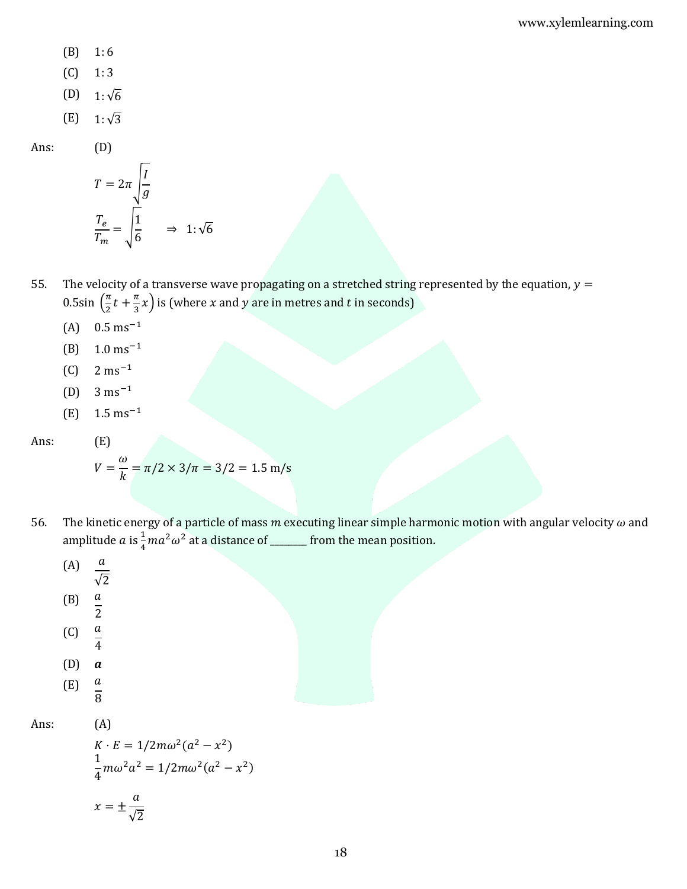(B) $1:6$

(C) $1:3$

(D) $1:\sqrt{6}$

(E) $1:\sqrt{3}$

Ans: (D)

$$T = 2\pi\sqrt{\frac{I}{g}}$$

$$\frac{T_e}{T_m} = \sqrt{\frac{1}{6}} \quad \Rightarrow \; 1:\sqrt{6}$$

55. The velocity of a transverse wave propagating on a stretched string represented by the equation, $y = 0.5\sin\left(\frac{\pi}{2}t + \frac{\pi}{3}x\right)$ is (where $x$ and $y$ are in metres and $t$ in seconds)

(A) $0.5\ \text{ms}^{-1}$

(B) $1.0\ \text{ms}^{-1}$

(C) $2\ \text{ms}^{-1}$

(D) $3\ \text{ms}^{-1}$

(E) $1.5\ \text{ms}^{-1}$

Ans: (E)

$$V = \frac{\omega}{k} = \pi/2 \times 3/\pi = 3/2 = 1.5\ \text{m/s}$$

56. The kinetic energy of a particle of mass $m$ executing linear simple harmonic motion with angular velocity $\omega$ and amplitude $a$ is $\frac{1}{4}ma^2\omega^2$ at a distance of ________ from the mean position.

(A) $\frac{a}{\sqrt{2}}$

(B) $\frac{a}{2}$

(C) $\frac{a}{4}$

(D) $\boldsymbol{a}$

(E) $\frac{a}{8}$

Ans: (A)

$$K \cdot E = 1/2m\omega^2(a^2 - x^2)$$

$$\frac{1}{4}m\omega^2a^2 = 1/2m\omega^2(a^2 - x^2)$$

$$x = \pm\frac{a}{\sqrt{2}}$$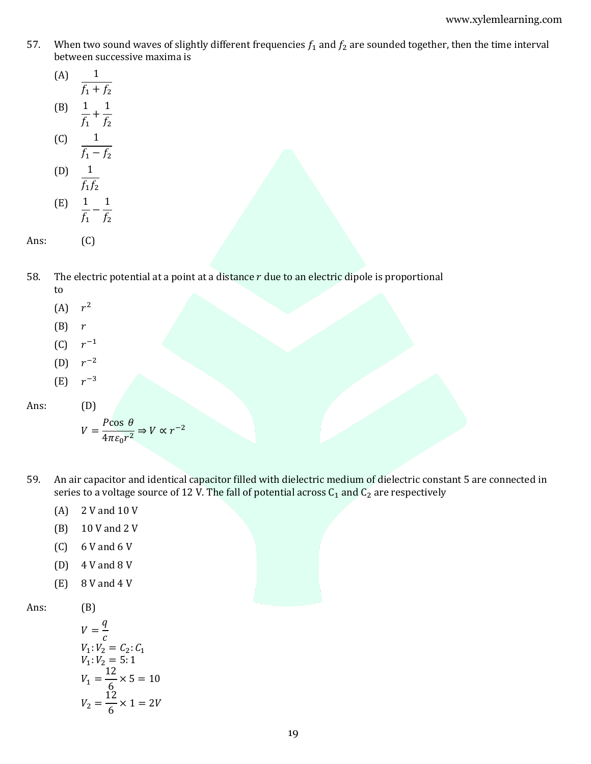57. When two sound waves of slightly different frequencies $f_1$ and $f_2$ are sounded together, then the time interval between successive maxima is

(A) $\dfrac{1}{f_1 + f_2}$

(B) $\dfrac{1}{f_1} + \dfrac{1}{f_2}$

(C) $\dfrac{1}{f_1 - f_2}$

(D) $\dfrac{1}{f_1 f_2}$

(E) $\dfrac{1}{f_1} - \dfrac{1}{f_2}$

Ans: (C)

58. The electric potential at a point at a distance $r$ due to an electric dipole is proportional to

(A) $r^2$

(B) $r$

(C) $r^{-1}$

(D) $r^{-2}$

(E) $r^{-3}$

Ans: (D)

$$V = \frac{P\cos\,\theta}{4\pi\varepsilon_0 r^2} \Rightarrow V \propto r^{-2}$$

59. An air capacitor and identical capacitor filled with dielectric medium of dielectric constant 5 are connected in series to a voltage source of 12 V. The fall of potential across $C_1$ and $C_2$ are respectively

(A) 2 V and 10 V

(B) 10 V and 2 V

(C) 6 V and 6 V

(D) 4 V and 8 V

(E) 8 V and 4 V

Ans: (B)

$$V = \frac{q}{c}$$
$$V_1 : V_2 = C_2 : C_1$$
$$V_1 : V_2 = 5 : 1$$
$$V_1 = \frac{12}{6} \times 5 = 10$$
$$V_2 = \frac{12}{6} \times 1 = 2V$$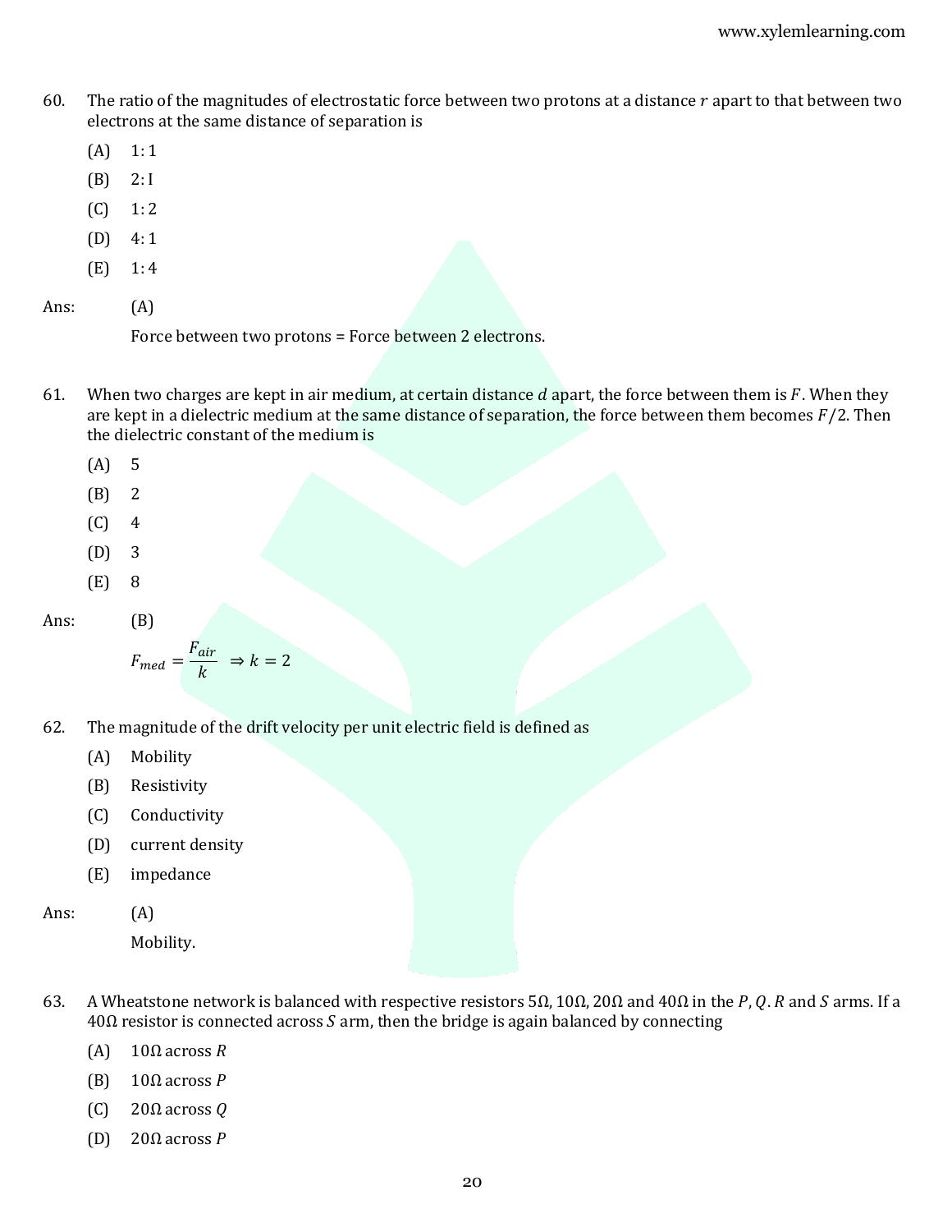60. The ratio of the magnitudes of electrostatic force between two protons at a distance $r$ apart to that between two electrons at the same distance of separation is

    (A) 1: 1
    (B) 2: I
    (C) 1: 2
    (D) 4: 1
    (E) 1: 4

Ans: (A)

Force between two protons = Force between 2 electrons.

61. When two charges are kept in air medium, at certain distance $d$ apart, the force between them is $F$. When they are kept in a dielectric medium at the same distance of separation, the force between them becomes $F/2$. Then the dielectric constant of the medium is

    (A) 5
    (B) 2
    (C) 4
    (D) 3
    (E) 8

Ans: (B)

$$F_{med} = \frac{F_{air}}{k} \Rightarrow k = 2$$

62. The magnitude of the drift velocity per unit electric field is defined as

    (A) Mobility
    (B) Resistivity
    (C) Conductivity
    (D) current density
    (E) impedance

Ans: (A)

Mobility.

63. A Wheatstone network is balanced with respective resistors $5\Omega$, $10\Omega$, $20\Omega$ and $40\Omega$ in the $P$, $Q$. $R$ and $S$ arms. If a $40\Omega$ resistor is connected across $S$ arm, then the bridge is again balanced by connecting

    (A) $10\Omega$ across $R$
    (B) $10\Omega$ across $P$
    (C) $20\Omega$ across $Q$
    (D) $20\Omega$ across $P$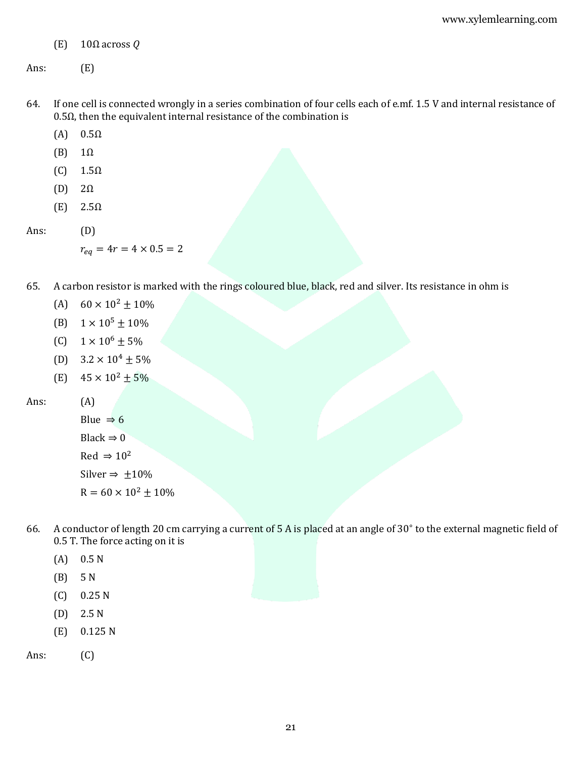(E) $10\Omega$ across $Q$

Ans: (E)

64. If one cell is connected wrongly in a series combination of four cells each of e.mf. 1.5 V and internal resistance of $0.5\Omega$, then the equivalent internal resistance of the combination is

(A) $0.5\Omega$

(B) $1\Omega$

(C) $1.5\Omega$

(D) $2\Omega$

(E) $2.5\Omega$

Ans: (D)

$r_{eq} = 4r = 4 \times 0.5 = 2$

65. A carbon resistor is marked with the rings coloured blue, black, red and silver. Its resistance in ohm is

(A) $60 \times 10^2 \pm 10\%$

(B) $1 \times 10^5 \pm 10\%$

(C) $1 \times 10^6 \pm 5\%$

(D) $3.2 \times 10^4 \pm 5\%$

(E) $45 \times 10^2 \pm 5\%$

Ans: (A)

Blue $\Rightarrow 6$

Black $\Rightarrow 0$

Red $\Rightarrow 10^2$

Silver $\Rightarrow \pm 10\%$

$\text{R} = 60 \times 10^2 \pm 10\%$

66. A conductor of length 20 cm carrying a current of 5 A is placed at an angle of $30^\circ$ to the external magnetic field of 0.5 T. The force acting on it is

(A) 0.5 N

(B) 5 N

(C) 0.25 N

(D) 2.5 N

(E) 0.125 N

Ans: (C)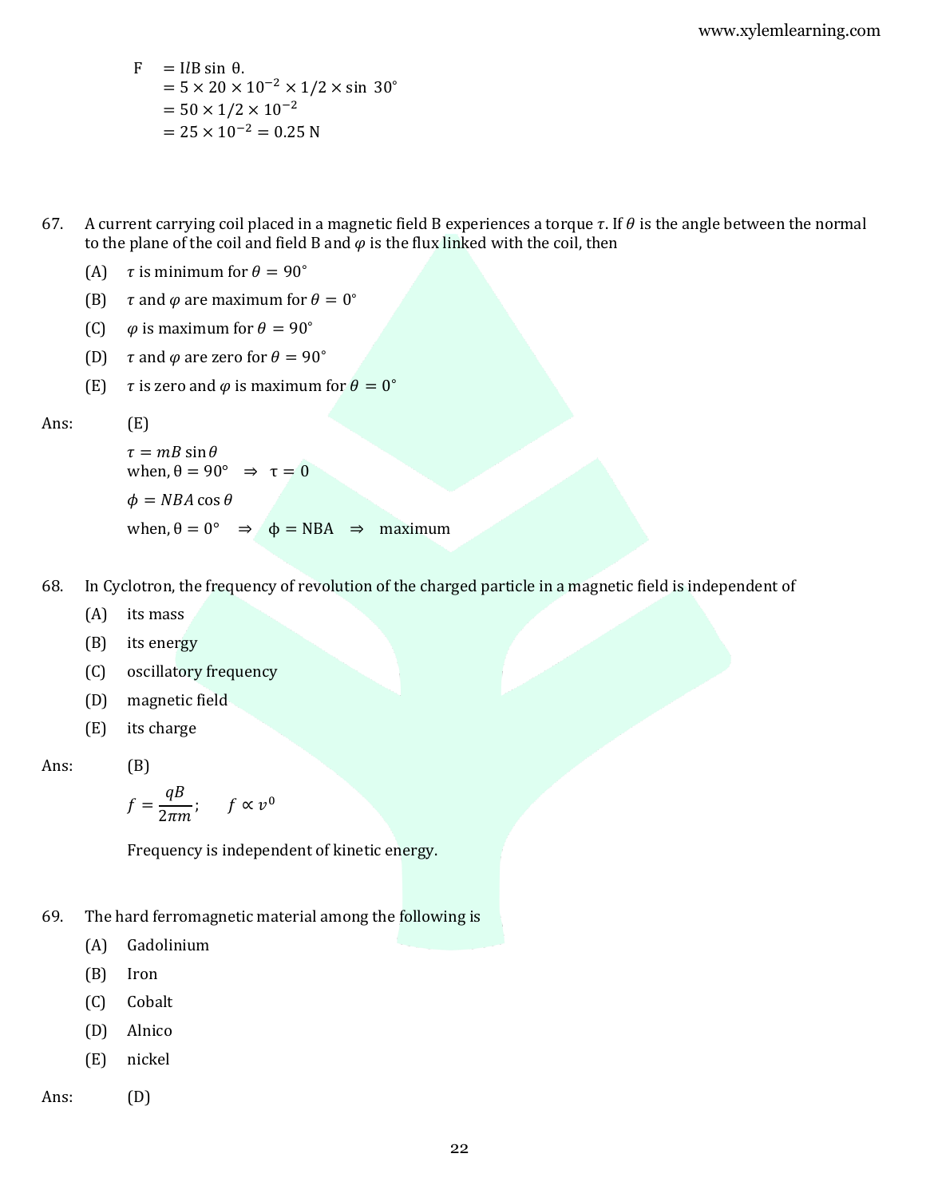$$\begin{aligned} F &= IlB \sin \theta. \\ &= 5 \times 20 \times 10^{-2} \times 1/2 \times \sin 30^\circ \\ &= 50 \times 1/2 \times 10^{-2} \\ &= 25 \times 10^{-2} = 0.25 \text{ N} \end{aligned}$$

67. A current carrying coil placed in a magnetic field B experiences a torque $\tau$. If $\theta$ is the angle between the normal to the plane of the coil and field B and $\varphi$ is the flux linked with the coil, then

(A) $\tau$ is minimum for $\theta = 90^\circ$

(B) $\tau$ and $\varphi$ are maximum for $\theta = 0^\circ$

(C) $\varphi$ is maximum for $\theta = 90^\circ$

(D) $\tau$ and $\varphi$ are zero for $\theta = 90^\circ$

(E) $\tau$ is zero and $\varphi$ is maximum for $\theta = 0^\circ$

Ans: (E)

$\tau = mB \sin\theta$

when, $\theta = 90^\circ \Rightarrow \tau = 0$

$\phi = NBA \cos\theta$

when, $\theta = 0^\circ \Rightarrow \phi = NBA \Rightarrow$ maximum

68. In Cyclotron, the frequency of revolution of the charged particle in a magnetic field is independent of

(A) its mass

(B) its energy

(C) oscillatory frequency

(D) magnetic field

(E) its charge

Ans: (B)

$f = \dfrac{qB}{2\pi m}$; $\quad f \propto v^0$

Frequency is independent of kinetic energy.

69. The hard ferromagnetic material among the following is

(A) Gadolinium

(B) Iron

(C) Cobalt

(D) Alnico

(E) nickel

Ans: (D)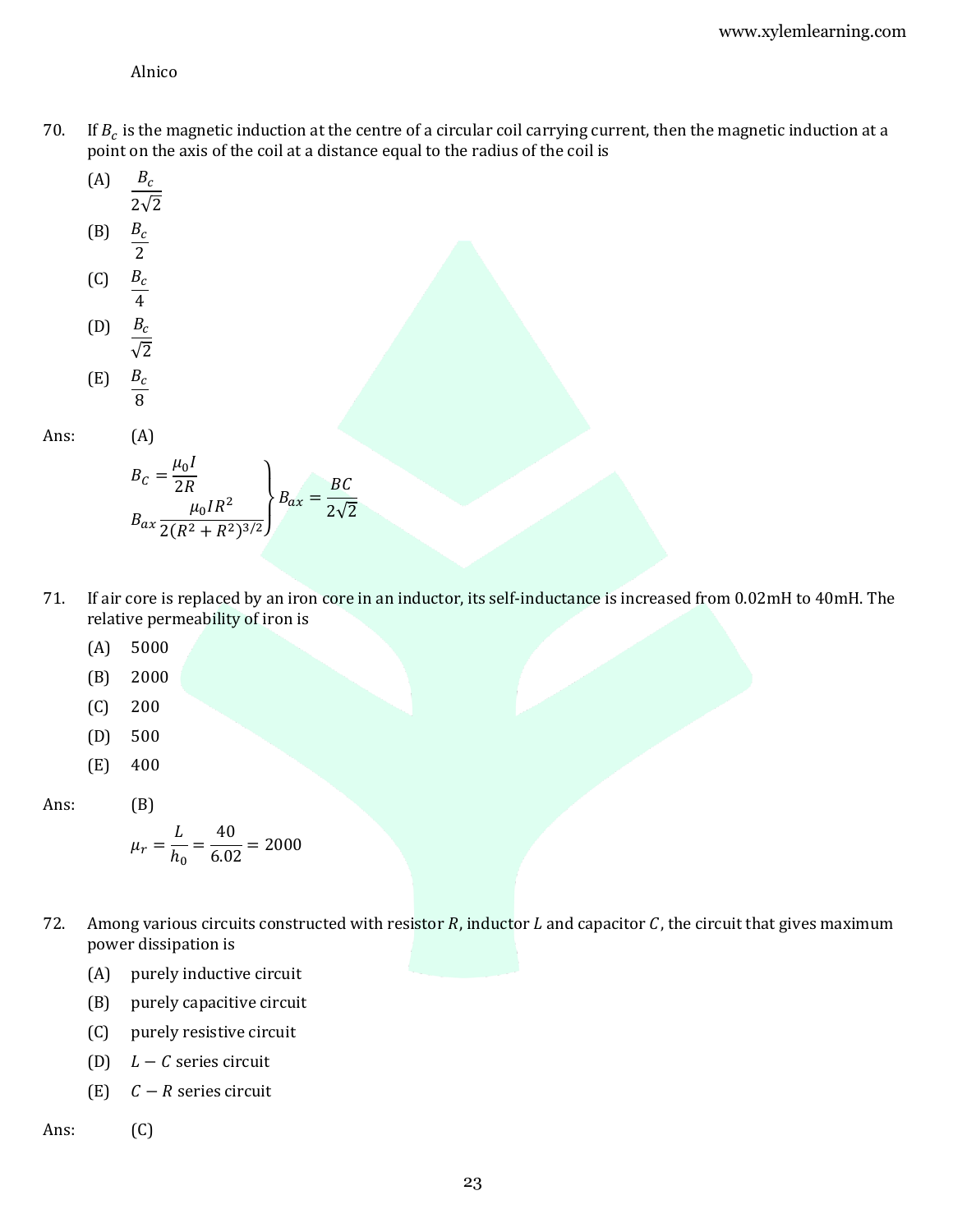Alnico

70. If $B_c$ is the magnetic induction at the centre of a circular coil carrying current, then the magnetic induction at a point on the axis of the coil at a distance equal to the radius of the coil is

(A) $\frac{B_c}{2\sqrt{2}}$

(B) $\frac{B_c}{2}$

(C) $\frac{B_c}{4}$

(D) $\frac{B_c}{\sqrt{2}}$

(E) $\frac{B_c}{8}$

Ans: (A)

$$\left.\begin{aligned} B_C &= \frac{\mu_0 I}{2R} \\ B_{ax} & \frac{\mu_0 I R^2}{2(R^2+R^2)^{3/2}} \end{aligned}\right\} B_{ax} = \frac{BC}{2\sqrt{2}}$$

71. If air core is replaced by an iron core in an inductor, its self-inductance is increased from 0.02mH to 40mH. The relative permeability of iron is

(A) 5000

(B) 2000

(C) 200

(D) 500

(E) 400

Ans: (B)

$$\mu_r = \frac{L}{h_0} = \frac{40}{6.02} = 2000$$

72. Among various circuits constructed with resistor $R$, inductor $L$ and capacitor $C$, the circuit that gives maximum power dissipation is

(A) purely inductive circuit

(B) purely capacitive circuit

(C) purely resistive circuit

(D) $L - C$ series circuit

(E) $C - R$ series circuit

Ans: (C)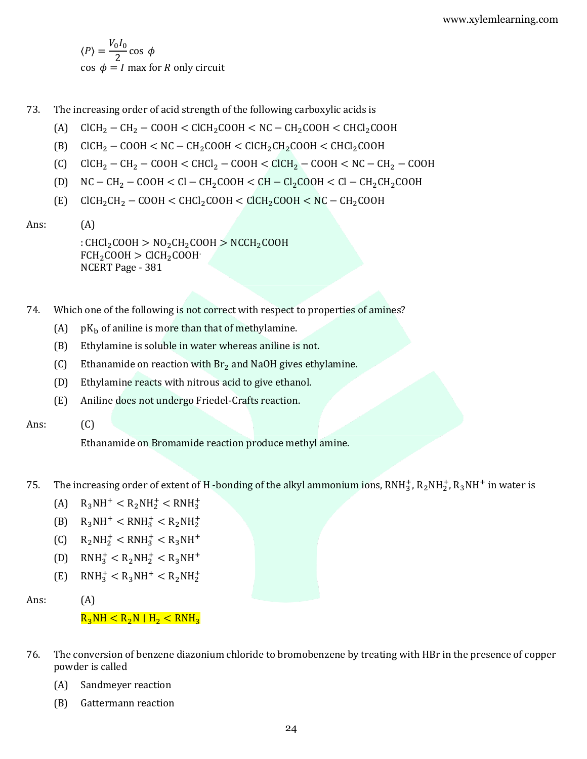$\langle P \rangle = \dfrac{V_0 I_0}{2} \cos\ \phi$

$\cos\ \phi = I$ max for $R$ only circuit

73. The increasing order of acid strength of the following carboxylic acids is

(A) $ClCH_2 - CH_2 - COOH < ClCH_2COOH < NC - CH_2COOH < CHCl_2COOH$

(B) $ClCH_2 - COOH < NC - CH_2COOH < ClCH_2CH_2COOH < CHCl_2COOH$

(C) $ClCH_2 - CH_2 - COOH < CHCl_2 - COOH < ClCH_2 - COOH < NC - CH_2 - COOH$

(D) $NC - CH_2 - COOH < Cl - CH_2COOH < CH - Cl_2COOH < Cl - CH_2CH_2COOH$

(E) $ClCH_2CH_2 - COOH < CHCl_2COOH < ClCH_2COOH < NC - CH_2COOH$

Ans: (A)

: $CHCl_2COOH > NO_2CH_2COOH > NCCH_2COOH$
$FCH_2COOH > ClCH_2COOH$
NCERT Page - 381

74. Which one of the following is not correct with respect to properties of amines?

(A) $pK_b$ of aniline is more than that of methylamine.

(B) Ethylamine is soluble in water whereas aniline is not.

(C) Ethanamide on reaction with $Br_2$ and NaOH gives ethylamine.

(D) Ethylamine reacts with nitrous acid to give ethanol.

(E) Aniline does not undergo Friedel-Crafts reaction.

Ans: (C)

Ethanamide on Bromamide reaction produce methyl amine.

75. The increasing order of extent of H -bonding of the alkyl ammonium ions, $RNH_3^+$, $R_2NH_2^+$, $R_3NH^+$ in water is

(A) $R_3NH^+ < R_2NH_2^+ < RNH_3^+$

(B) $R_3NH^+ < RNH_3^+ < R_2NH_2^+$

(C) $R_2NH_2^+ < RNH_3^+ < R_3NH^+$

(D) $RNH_3^+ < R_2NH_2^+ < R_3NH^+$

(E) $RNH_3^+ < R_3NH^+ < R_2NH_2^+$

Ans: (A)

$R_3NH < R_2N \mid H_2 < RNH_3$

76. The conversion of benzene diazonium chloride to bromobenzene by treating with HBr in the presence of copper powder is called

(A) Sandmeyer reaction

(B) Gattermann reaction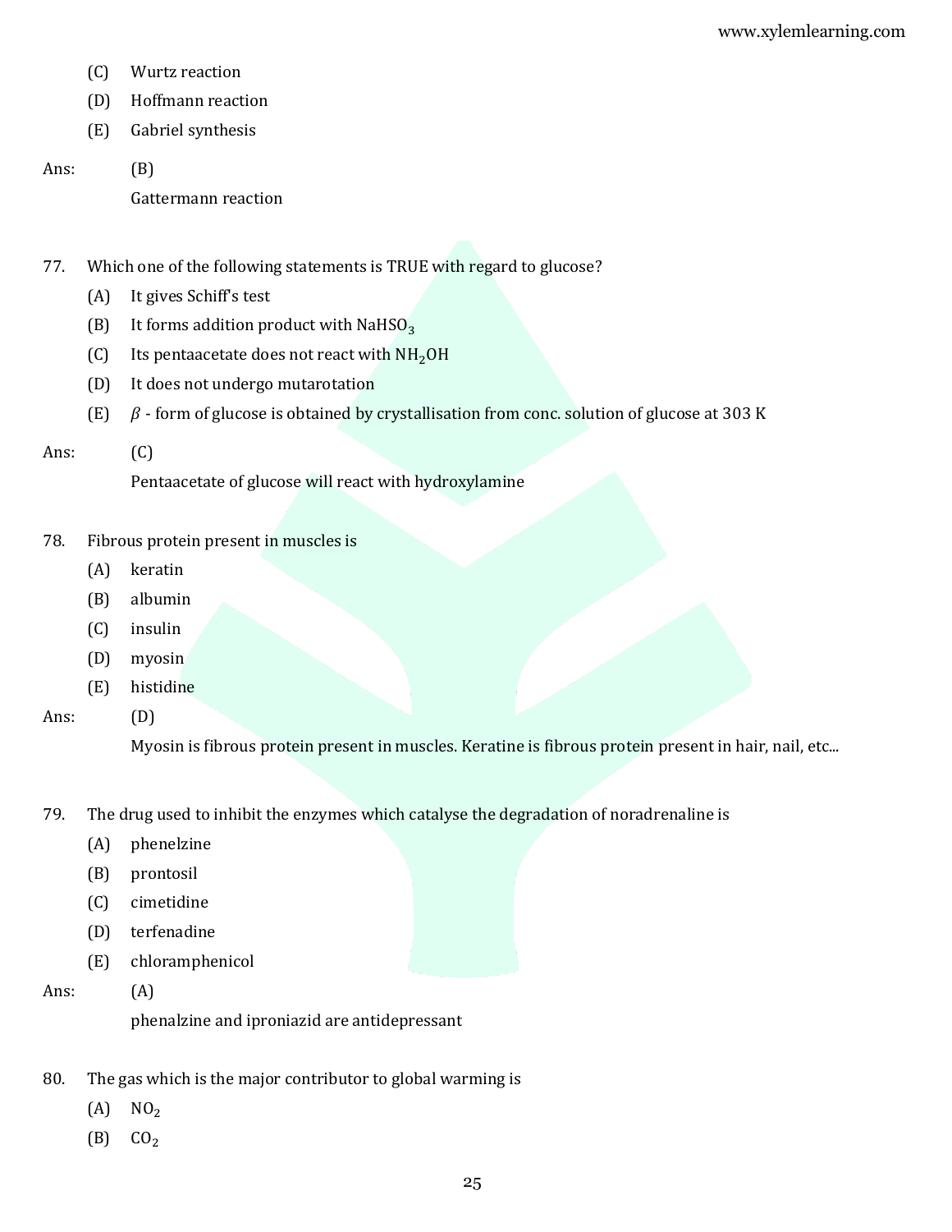(C) Wurtz reaction

(D) Hoffmann reaction

(E) Gabriel synthesis

Ans: (B)

Gattermann reaction

77. Which one of the following statements is TRUE with regard to glucose?

(A) It gives Schiff's test

(B) It forms addition product with $NaHSO_3$

(C) Its pentaacetate does not react with $NH_2OH$

(D) It does not undergo mutarotation

(E) $\beta$ - form of glucose is obtained by crystallisation from conc. solution of glucose at 303 K

Ans: (C)

Pentaacetate of glucose will react with hydroxylamine

78. Fibrous protein present in muscles is

(A) keratin

(B) albumin

(C) insulin

(D) myosin

(E) histidine

Ans: (D)

Myosin is fibrous protein present in muscles. Keratine is fibrous protein present in hair, nail, etc...

79. The drug used to inhibit the enzymes which catalyse the degradation of noradrenaline is

(A) phenelzine

(B) prontosil

(C) cimetidine

(D) terfenadine

(E) chloramphenicol

Ans: (A)

phenalzine and iproniazid are antidepressant

80. The gas which is the major contributor to global warming is

(A) $NO_2$

(B) $CO_2$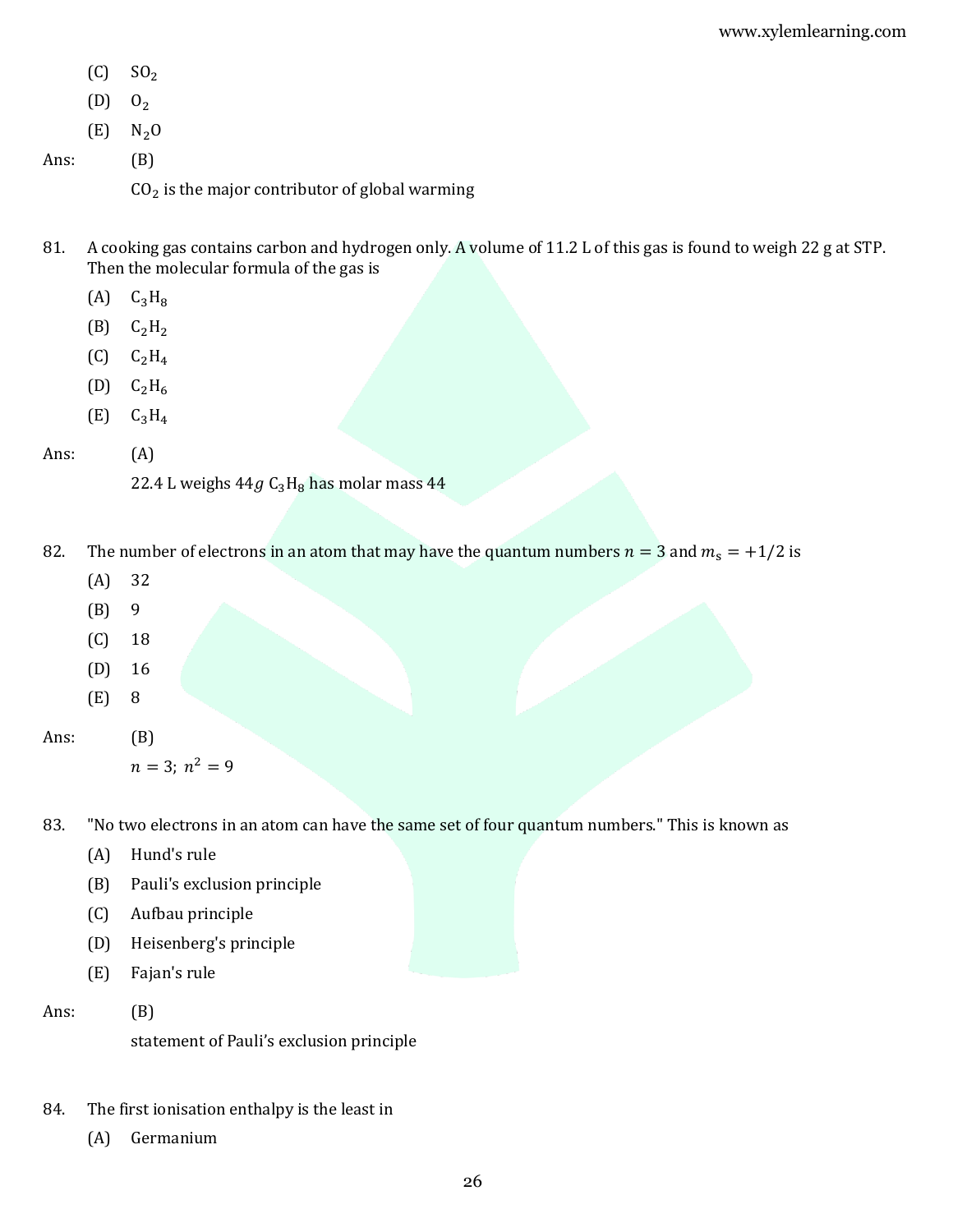(C) $SO_2$

(D) $O_2$

(E) $N_2O$

Ans: (B)

$CO_2$ is the major contributor of global warming

81. A cooking gas contains carbon and hydrogen only. A volume of 11.2 L of this gas is found to weigh 22 g at STP. Then the molecular formula of the gas is

(A) $C_3H_8$

(B) $C_2H_2$

(C) $C_2H_4$

(D) $C_2H_6$

(E) $C_3H_4$

Ans: (A)

22.4 L weighs 44$g$ $C_3H_8$ has molar mass 44

82. The number of electrons in an atom that may have the quantum numbers $n = 3$ and $m_s = +1/2$ is

(A) 32

(B) 9

(C) 18

(D) 16

(E) 8

Ans: (B)

$n = 3;\ n^2 = 9$

83. "No two electrons in an atom can have the same set of four quantum numbers." This is known as

(A) Hund's rule

(B) Pauli's exclusion principle

(C) Aufbau principle

(D) Heisenberg's principle

(E) Fajan's rule

Ans: (B)

statement of Pauli's exclusion principle

84. The first ionisation enthalpy is the least in

(A) Germanium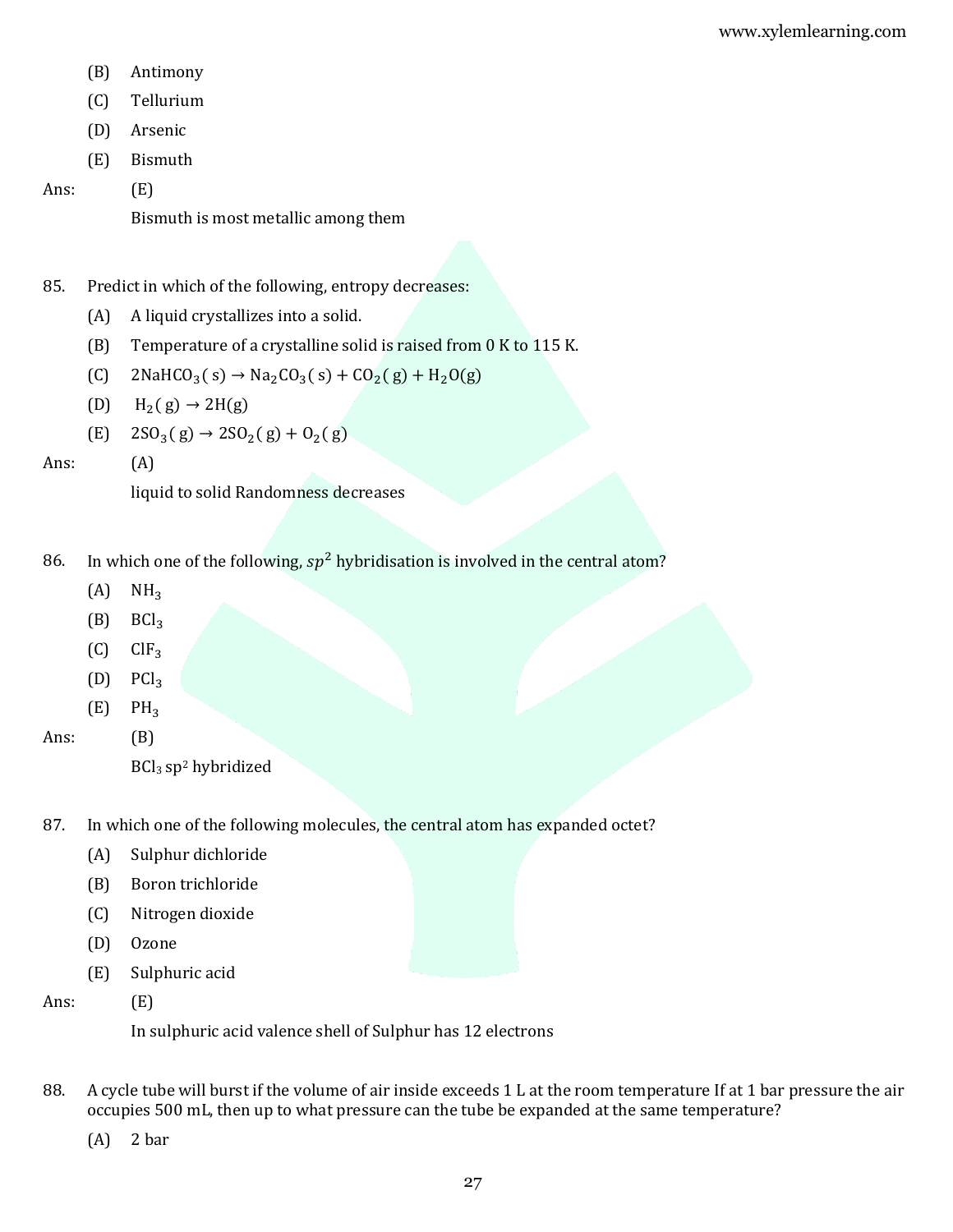(B) Antimony

(C) Tellurium

(D) Arsenic

(E) Bismuth

Ans: (E)

Bismuth is most metallic among them

85. Predict in which of the following, entropy decreases:

(A) A liquid crystallizes into a solid.

(B) Temperature of a crystalline solid is raised from 0 K to 115 K.

(C) $2NaHCO_3(s) \rightarrow Na_2CO_3(s) + CO_2(g) + H_2O(g)$

(D) $H_2(g) \rightarrow 2H(g)$

(E) $2SO_3(g) \rightarrow 2SO_2(g) + O_2(g)$

Ans: (A)

liquid to solid Randomness decreases

86. In which one of the following, $sp^2$ hybridisation is involved in the central atom?

(A) $NH_3$

(B) $BCl_3$

(C) $ClF_3$

(D) $PCl_3$

(E) $PH_3$

Ans: (B)

$BCl_3$ $sp^2$ hybridized

87. In which one of the following molecules, the central atom has expanded octet?

(A) Sulphur dichloride

(B) Boron trichloride

(C) Nitrogen dioxide

(D) Ozone

(E) Sulphuric acid

Ans: (E)

In sulphuric acid valence shell of Sulphur has 12 electrons

88. A cycle tube will burst if the volume of air inside exceeds 1 L at the room temperature If at 1 bar pressure the air occupies 500 mL, then up to what pressure can the tube be expanded at the same temperature?

(A) 2 bar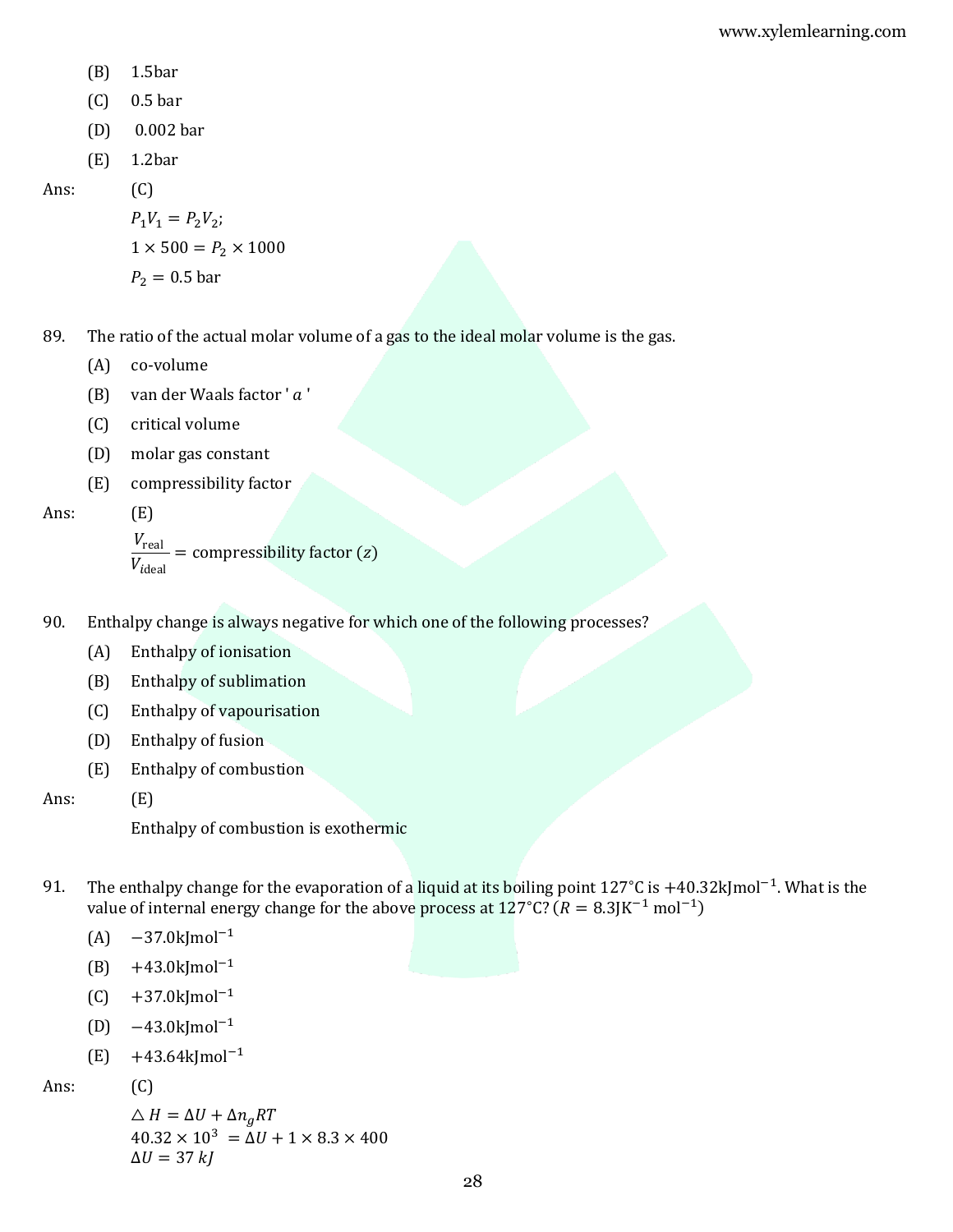(B) 1.5bar

(C) 0.5 bar

(D) 0.002 bar

(E) 1.2bar

Ans: (C)

$P_1V_1 = P_2V_2$;

$1 \times 500 = P_2 \times 1000$

$P_2 = 0.5$ bar

89. The ratio of the actual molar volume of a gas to the ideal molar volume is the gas.

(A) co-volume

(B) van der Waals factor ' $a$ '

(C) critical volume

(D) molar gas constant

(E) compressibility factor

Ans: (E)

$\frac{V_{\text{real}}}{V_{\text{ideal}}}$ = compressibility factor ($z$)

90. Enthalpy change is always negative for which one of the following processes?

(A) Enthalpy of ionisation

(B) Enthalpy of sublimation

(C) Enthalpy of vapourisation

(D) Enthalpy of fusion

(E) Enthalpy of combustion

Ans: (E)

Enthalpy of combustion is exothermic

91. The enthalpy change for the evaporation of a liquid at its boiling point 127°C is $+40.32 \text{kJmol}^{-1}$. What is the value of internal energy change for the above process at 127°C? ($R = 8.3 \text{JK}^{-1} \text{ mol}^{-1}$)

(A) $-37.0 \text{kJmol}^{-1}$

(B) $+43.0 \text{kJmol}^{-1}$

(C) $+37.0 \text{kJmol}^{-1}$

(D) $-43.0 \text{kJmol}^{-1}$

(E) $+43.64 \text{kJmol}^{-1}$

Ans: (C)

$\Delta H = \Delta U + \Delta n_g RT$

$40.32 \times 10^3 = \Delta U + 1 \times 8.3 \times 400$

$\Delta U = 37 \; kJ$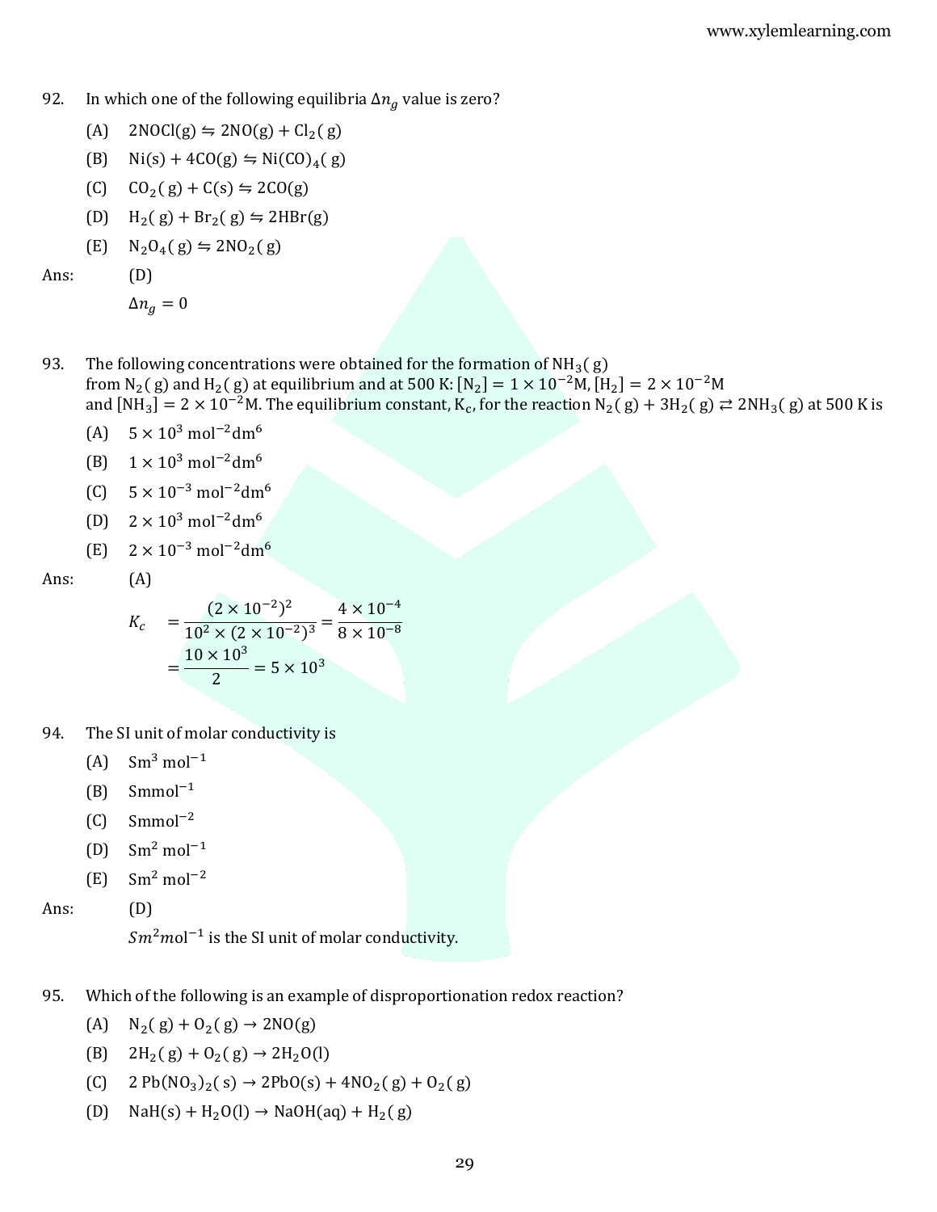92. In which one of the following equilibria $\Delta n_g$ value is zero?

(A) $2NOCl(g) \leftrightharpoons 2NO(g) + Cl_2(g)$

(B) $Ni(s) + 4CO(g) \leftrightharpoons Ni(CO)_4(g)$

(C) $CO_2(g) + C(s) \leftrightharpoons 2CO(g)$

(D) $H_2(g) + Br_2(g) \leftrightharpoons 2HBr(g)$

(E) $N_2O_4(g) \leftrightharpoons 2NO_2(g)$

Ans: (D)

$\Delta n_g = 0$

93. The following concentrations were obtained for the formation of $NH_3(g)$ from $N_2(g)$ and $H_2(g)$ at equilibrium and at 500 K: $[N_2] = 1 \times 10^{-2}$M, $[H_2] = 2 \times 10^{-2}$M and $[NH_3] = 2 \times 10^{-2}$M. The equilibrium constant, $K_c$, for the reaction $N_2(g) + 3H_2(g) \rightleftarrows 2NH_3(g)$ at 500 K is

(A) $5 \times 10^3 \text{ mol}^{-2}\text{dm}^6$

(B) $1 \times 10^3 \text{ mol}^{-2}\text{dm}^6$

(C) $5 \times 10^{-3} \text{ mol}^{-2}\text{dm}^6$

(D) $2 \times 10^3 \text{ mol}^{-2}\text{dm}^6$

(E) $2 \times 10^{-3} \text{ mol}^{-2}\text{dm}^6$

Ans: (A)

$$K_c = \frac{(2 \times 10^{-2})^2}{10^2 \times (2 \times 10^{-2})^3} = \frac{4 \times 10^{-4}}{8 \times 10^{-8}}$$
$$= \frac{10 \times 10^3}{2} = 5 \times 10^3$$

94. The SI unit of molar conductivity is

(A) $Sm^3 \text{ mol}^{-1}$

(B) $Smmol^{-1}$

(C) $Smmol^{-2}$

(D) $Sm^2 \text{ mol}^{-1}$

(E) $Sm^2 \text{ mol}^{-2}$

Ans: (D)

$Sm^2mol^{-1}$ is the SI unit of molar conductivity.

95. Which of the following is an example of disproportionation redox reaction?

(A) $N_2(g) + O_2(g) \rightarrow 2NO(g)$

(B) $2H_2(g) + O_2(g) \rightarrow 2H_2O(l)$

(C) $2 Pb(NO_3)_2(s) \rightarrow 2PbO(s) + 4NO_2(g) + O_2(g)$

(D) $NaH(s) + H_2O(l) \rightarrow NaOH(aq) + H_2(g)$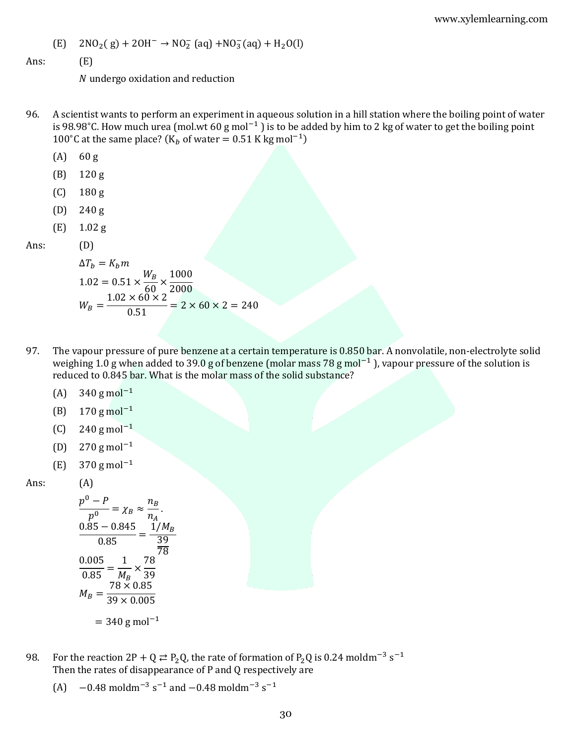(E) $2NO_2(g) + 2OH^- \rightarrow NO_2^-(aq) + NO_3^-(aq) + H_2O(l)$

Ans: (E)

$N$ undergo oxidation and reduction

96. A scientist wants to perform an experiment in aqueous solution in a hill station where the boiling point of water is 98.98°C. How much urea (mol.wt 60 g mol$^{-1}$) is to be added by him to 2 kg of water to get the boiling point 100°C at the same place? ($K_b$ of water = 0.51 K kg mol$^{-1}$)

(A) 60 g

(B) 120 g

(C) 180 g

(D) 240 g

(E) 1.02 g

Ans: (D)

$$\Delta T_b = K_b m$$

$$1.02 = 0.51 \times \frac{W_B}{60} \times \frac{1000}{2000}$$

$$W_B = \frac{1.02 \times 60 \times 2}{0.51} = 2 \times 60 \times 2 = 240$$

97. The vapour pressure of pure benzene at a certain temperature is 0.850 bar. A nonvolatile, non-electrolyte solid weighing 1.0 g when added to 39.0 g of benzene (molar mass 78 g mol$^{-1}$), vapour pressure of the solution is reduced to 0.845 bar. What is the molar mass of the solid substance?

(A) 340 g mol$^{-1}$

(B) 170 g mol$^{-1}$

(C) 240 g mol$^{-1}$

(D) 270 g mol$^{-1}$

(E) 370 g mol$^{-1}$

Ans: (A)

$$\frac{p^0 - P}{p^0} = \chi_B \approx \frac{n_B}{n_A}.$$

$$\frac{0.85 - 0.845}{0.85} = \frac{1/M_B}{\frac{39}{78}}$$

$$\frac{0.005}{0.85} = \frac{1}{M_B} \times \frac{78}{39}$$

$$M_B = \frac{78 \times 0.85}{39 \times 0.005}$$

$$= 340 \text{ g mol}^{-1}$$

98. For the reaction $2P + Q \rightleftarrows P_2Q$, the rate of formation of $P_2Q$ is 0.24 mol dm$^{-3}$ s$^{-1}$
Then the rates of disappearance of P and Q respectively are

(A) $-0.48$ mol dm$^{-3}$ s$^{-1}$ and $-0.48$ mol dm$^{-3}$ s$^{-1}$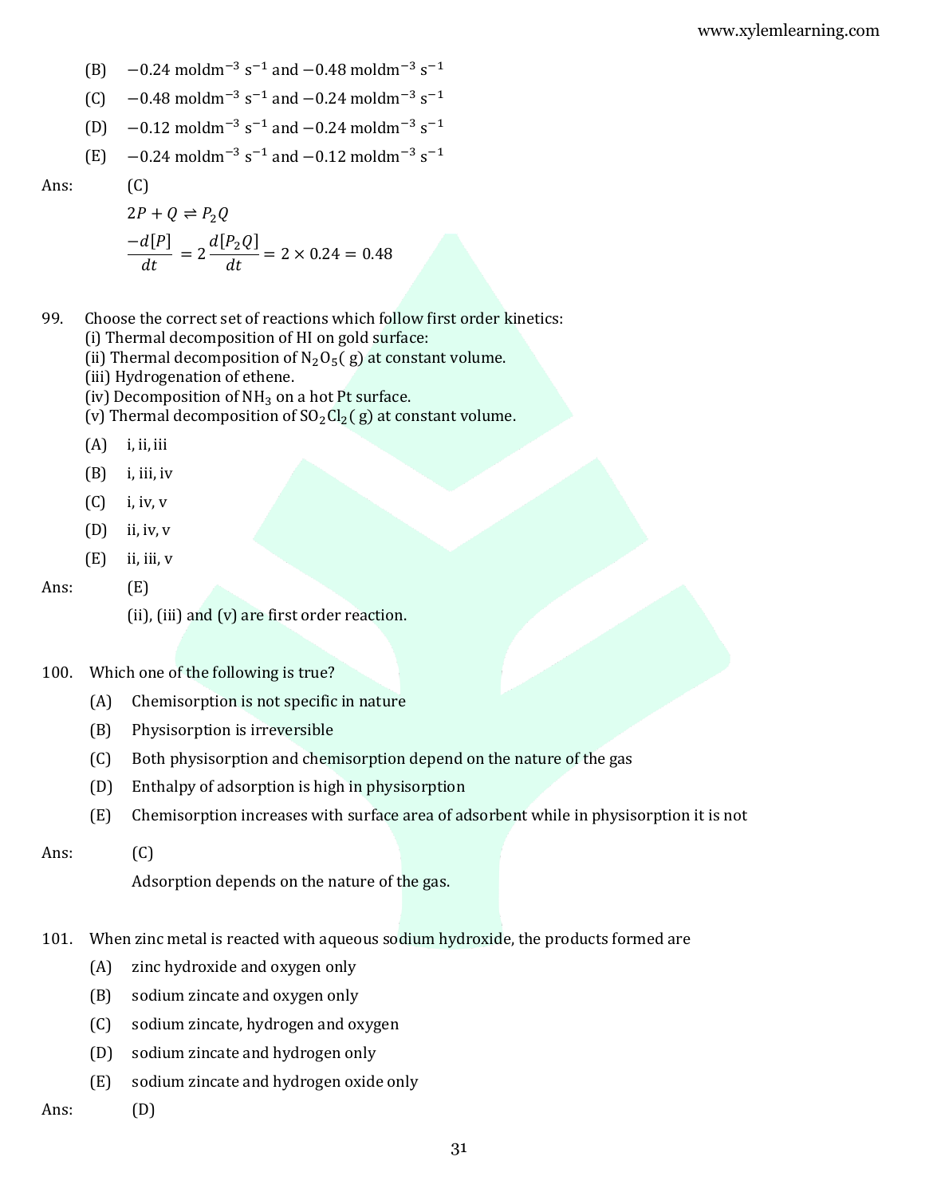(B) $-0.24 \text{ moldm}^{-3} \text{ s}^{-1}$ and $-0.48 \text{ moldm}^{-3} \text{ s}^{-1}$

(C) $-0.48 \text{ moldm}^{-3} \text{ s}^{-1}$ and $-0.24 \text{ moldm}^{-3} \text{ s}^{-1}$

(D) $-0.12 \text{ moldm}^{-3} \text{ s}^{-1}$ and $-0.24 \text{ moldm}^{-3} \text{ s}^{-1}$

(E) $-0.24 \text{ moldm}^{-3} \text{ s}^{-1}$ and $-0.12 \text{ moldm}^{-3} \text{ s}^{-1}$

Ans: (C)

$2P + Q \rightleftharpoons P_2Q$

$$\frac{-d[P]}{dt} = 2\frac{d[P_2Q]}{dt} = 2 \times 0.24 = 0.48$$

99. Choose the correct set of reactions which follow first order kinetics:
(i) Thermal decomposition of HI on gold surface:
(ii) Thermal decomposition of $N_2O_5(g)$ at constant volume.
(iii) Hydrogenation of ethene.
(iv) Decomposition of $NH_3$ on a hot Pt surface.
(v) Thermal decomposition of $SO_2Cl_2(g)$ at constant volume.

(A) i, ii, iii

(B) i, iii, iv

(C) i, iv, v

(D) ii, iv, v

(E) ii, iii, v

Ans: (E)

(ii), (iii) and (v) are first order reaction.

100. Which one of the following is true?

(A) Chemisorption is not specific in nature

(B) Physisorption is irreversible

(C) Both physisorption and chemisorption depend on the nature of the gas

(D) Enthalpy of adsorption is high in physisorption

(E) Chemisorption increases with surface area of adsorbent while in physisorption it is not

Ans: (C)

Adsorption depends on the nature of the gas.

101. When zinc metal is reacted with aqueous sodium hydroxide, the products formed are

(A) zinc hydroxide and oxygen only

(B) sodium zincate and oxygen only

(C) sodium zincate, hydrogen and oxygen

(D) sodium zincate and hydrogen only

(E) sodium zincate and hydrogen oxide only

Ans: (D)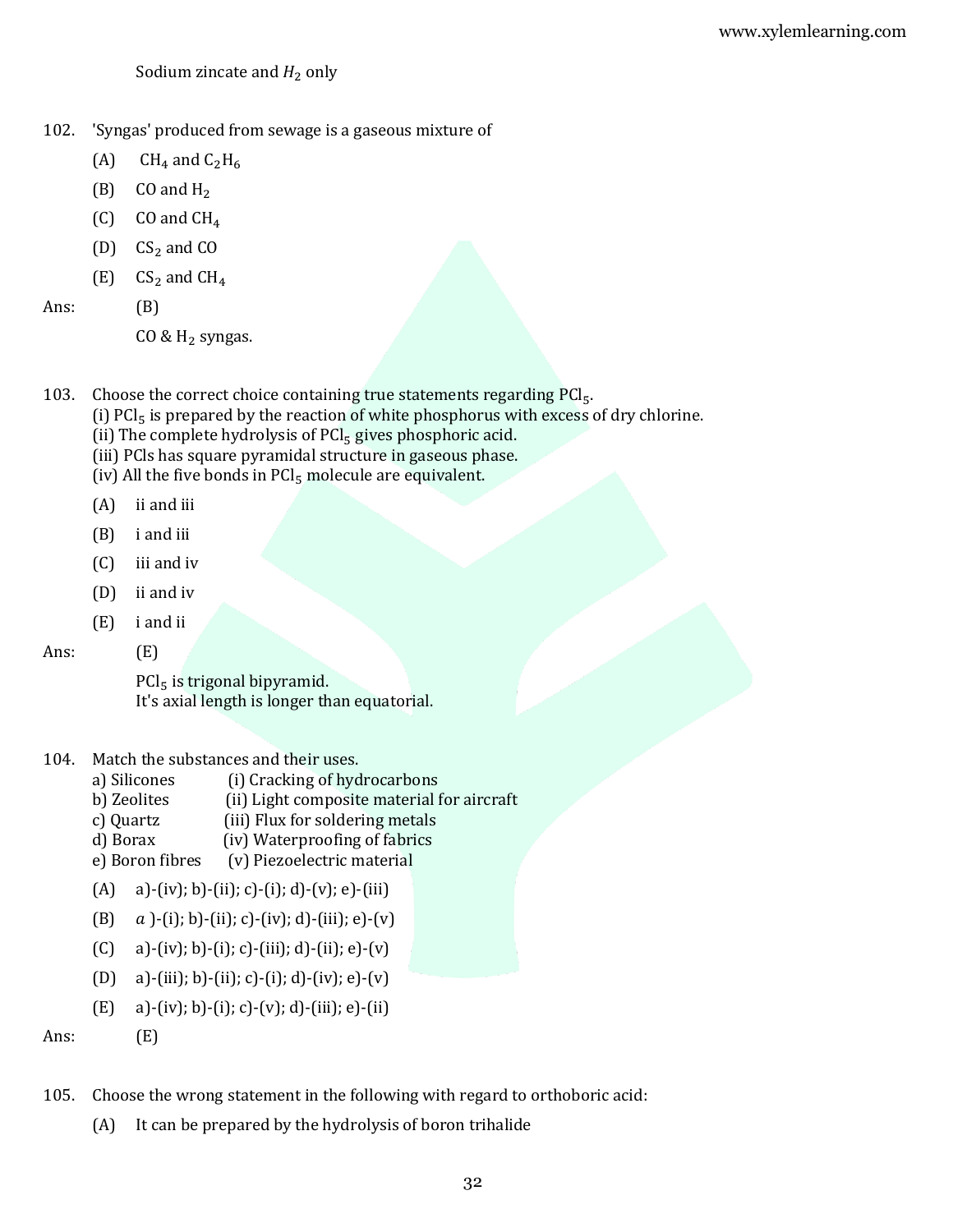Sodium zincate and $H_2$ only

102. 'Syngas' produced from sewage is a gaseous mixture of

(A) $CH_4$ and $C_2H_6$

(B) CO and $H_2$

(C) CO and $CH_4$

(D) $CS_2$ and CO

(E) $CS_2$ and $CH_4$

Ans: (B)

CO & $H_2$ syngas.

103. Choose the correct choice containing true statements regarding $PCl_5$.
(i) $PCl_5$ is prepared by the reaction of white phosphorus with excess of dry chlorine.
(ii) The complete hydrolysis of $PCl_5$ gives phosphoric acid.
(iii) PCls has square pyramidal structure in gaseous phase.
(iv) All the five bonds in $PCl_5$ molecule are equivalent.

(A) ii and iii

(B) i and iii

(C) iii and iv

(D) ii and iv

(E) i and ii

Ans: (E)

$PCl_5$ is trigonal bipyramid.
It's axial length is longer than equatorial.

104. Match the substances and their uses.
a) Silicones (i) Cracking of hydrocarbons
b) Zeolites (ii) Light composite material for aircraft
c) Quartz (iii) Flux for soldering metals
d) Borax (iv) Waterproofing of fabrics
e) Boron fibres (v) Piezoelectric material

(A) a)-(iv); b)-(ii); c)-(i); d)-(v); e)-(iii)

(B) $a$ )-(i); b)-(ii); c)-(iv); d)-(iii); e)-(v)

(C) a)-(iv); b)-(i); c)-(iii); d)-(ii); e)-(v)

(D) a)-(iii); b)-(ii); c)-(i); d)-(iv); e)-(v)

(E) a)-(iv); b)-(i); c)-(v); d)-(iii); e)-(ii)

Ans: (E)

105. Choose the wrong statement in the following with regard to orthoboric acid:

(A) It can be prepared by the hydrolysis of boron trihalide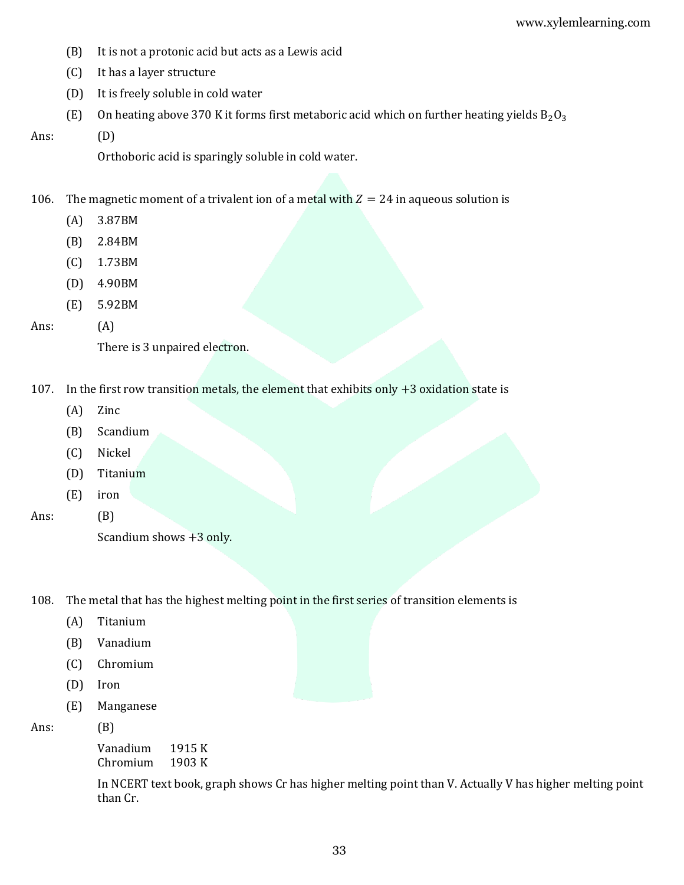(B) It is not a protonic acid but acts as a Lewis acid

(C) It has a layer structure

(D) It is freely soluble in cold water

(E) On heating above 370 K it forms first metaboric acid which on further heating yields $B_2O_3$

Ans: (D)

Orthoboric acid is sparingly soluble in cold water.

106. The magnetic moment of a trivalent ion of a metal with $Z = 24$ in aqueous solution is

(A) 3.87BM

(B) 2.84BM

(C) 1.73BM

(D) 4.90BM

(E) 5.92BM

Ans: (A)

There is 3 unpaired electron.

107. In the first row transition metals, the element that exhibits only +3 oxidation state is

(A) Zinc

(B) Scandium

(C) Nickel

(D) Titanium

(E) iron

Ans: (B)

Scandium shows +3 only.

108. The metal that has the highest melting point in the first series of transition elements is

(A) Titanium

(B) Vanadium

(C) Chromium

(D) Iron

(E) Manganese

Ans: (B)

Vanadium 1915 K
Chromium 1903 K

In NCERT text book, graph shows Cr has higher melting point than V. Actually V has higher melting point than Cr.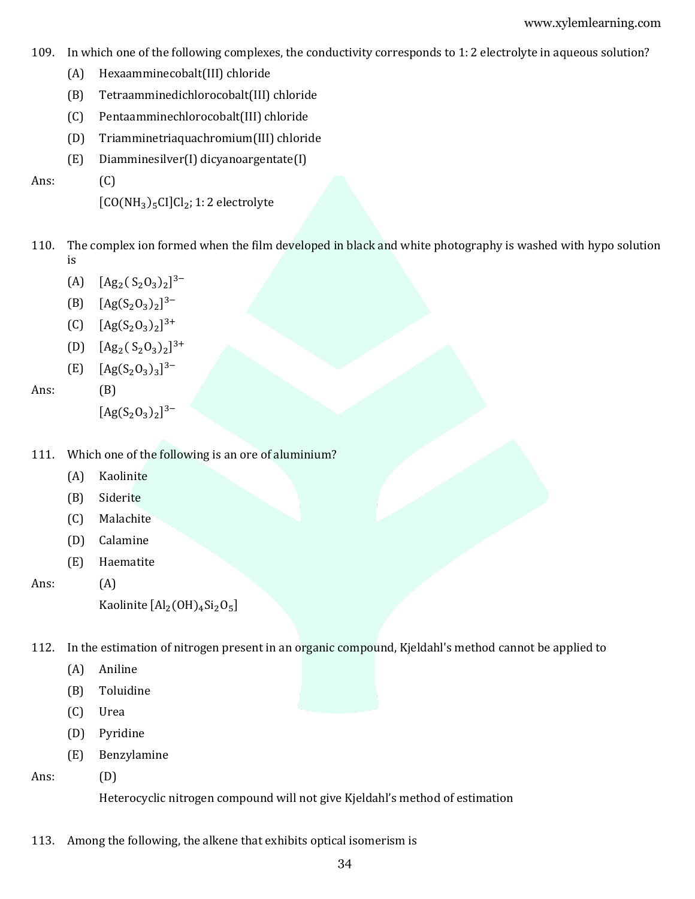109. In which one of the following complexes, the conductivity corresponds to 1: 2 electrolyte in aqueous solution?

(A) Hexaamminecobalt(III) chloride

(B) Tetraamminedichlorocobalt(III) chloride

(C) Pentaamminechlorocobalt(III) chloride

(D) Triamminetriaquachromium(III) chloride

(E) Diamminesilver(I) dicyanoargentate(I)

Ans: (C)

$[CO(NH_3)_5CI]Cl_2$; 1: 2 electrolyte

110. The complex ion formed when the film developed in black and white photography is washed with hypo solution is

(A) $[Ag_2(S_2O_3)_2]^{3-}$

(B) $[Ag(S_2O_3)_2]^{3-}$

(C) $[Ag(S_2O_3)_2]^{3+}$

(D) $[Ag_2(S_2O_3)_2]^{3+}$

(E) $[Ag(S_2O_3)_3]^{3-}$

Ans: (B)

$[Ag(S_2O_3)_2]^{3-}$

111. Which one of the following is an ore of aluminium?

(A) Kaolinite

(B) Siderite

(C) Malachite

(D) Calamine

(E) Haematite

Ans: (A)

Kaolinite $[Al_2(OH)_4Si_2O_5]$

112. In the estimation of nitrogen present in an organic compound, Kjeldahl's method cannot be applied to

(A) Aniline

(B) Toluidine

(C) Urea

(D) Pyridine

(E) Benzylamine

Ans: (D)

Heterocyclic nitrogen compound will not give Kjeldahl's method of estimation

113. Among the following, the alkene that exhibits optical isomerism is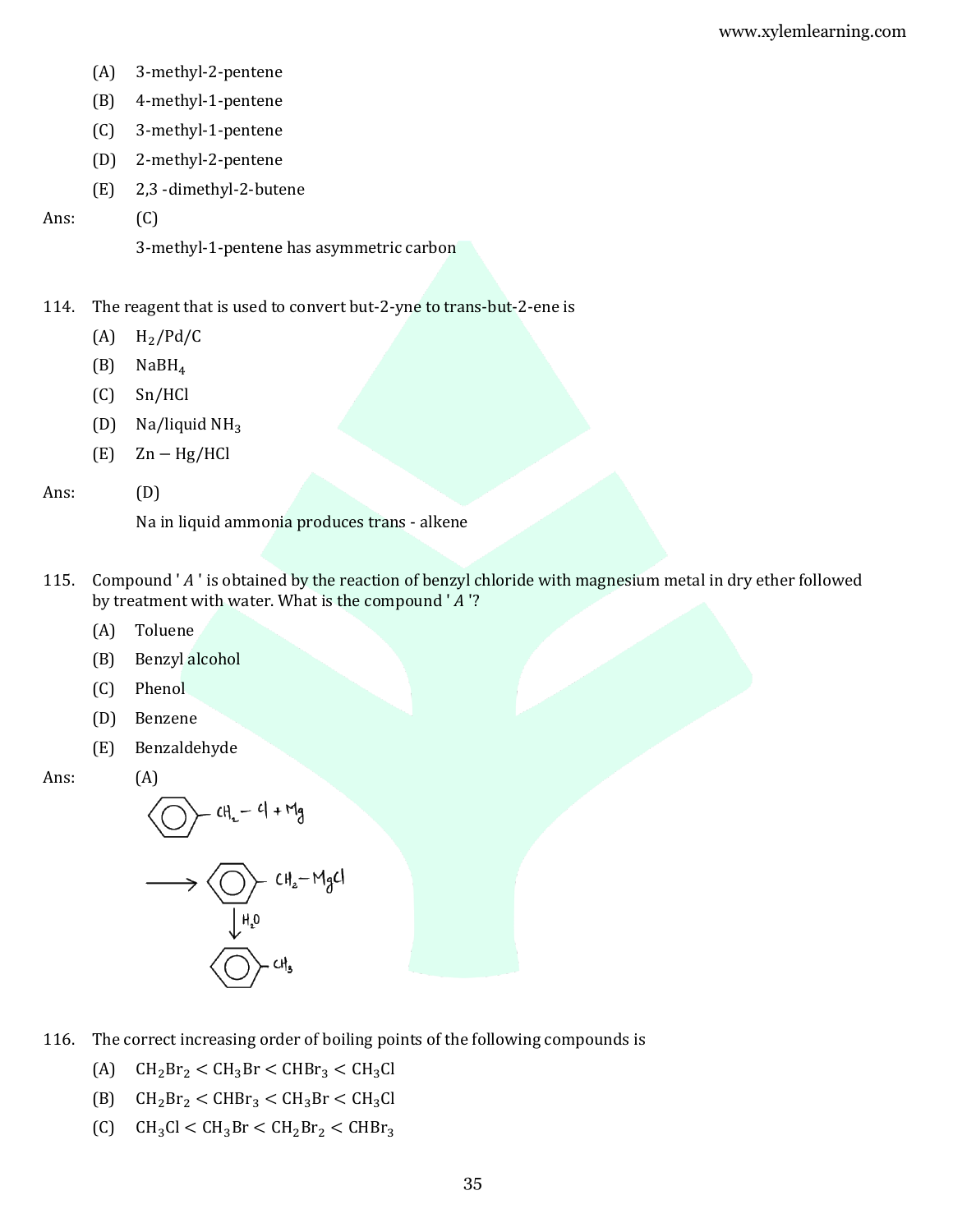(A) 3-methyl-2-pentene

(B) 4-methyl-1-pentene

(C) 3-methyl-1-pentene

(D) 2-methyl-2-pentene

(E) 2,3 -dimethyl-2-butene

Ans: (C)

3-methyl-1-pentene has asymmetric carbon

114. The reagent that is used to convert but-2-yne to trans-but-2-ene is

(A) $H_2/Pd/C$

(B) $NaBH_4$

(C) $Sn/HCl$

(D) $Na$/liquid $NH_3$

(E) $Zn - Hg/HCl$

Ans: (D)

Na in liquid ammonia produces trans - alkene

115. Compound ' $A$ ' is obtained by the reaction of benzyl chloride with magnesium metal in dry ether followed by treatment with water. What is the compound ' $A$ '?

(A) Toluene

(B) Benzyl alcohol

(C) Phenol

(D) Benzene

(E) Benzaldehyde

Ans: (A)

$C_6H_5-CH_2-Cl + Mg \longrightarrow C_6H_5-CH_2-MgCl \xrightarrow{H_2O} C_6H_5-CH_3$

116. The correct increasing order of boiling points of the following compounds is

(A) $CH_2Br_2 < CH_3Br < CHBr_3 < CH_3Cl$

(B) $CH_2Br_2 < CHBr_3 < CH_3Br < CH_3Cl$

(C) $CH_3Cl < CH_3Br < CH_2Br_2 < CHBr_3$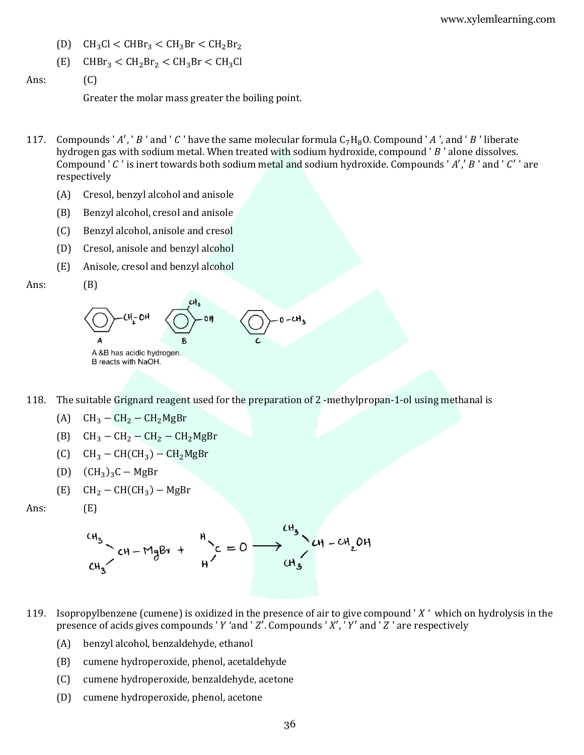(D) $CH_3Cl < CHBr_3 < CH_3Br < CH_2Br_2$

(E) $CHBr_3 < CH_2Br_2 < CH_3Br < CH_3Cl$

Ans: (C)

Greater the molar mass greater the boiling point.

117. Compounds ' $A'$ ', ' $B$ ' and ' $C$ ' have the same molecular formula $C_7H_8O$. Compound ' $A$ ', and ' $B$ ' liberate hydrogen gas with sodium metal. When treated with sodium hydroxide, compound ' $B$ ' alone dissolves. Compound ' $C$ ' is inert towards both sodium metal and sodium hydroxide. Compounds ' $A'$,' $B$ ' and ' $C'$ ' are respectively

(A) Cresol, benzyl alcohol and anisole

(B) Benzyl alcohol, cresol and anisole

(C) Benzyl alcohol, anisole and cresol

(D) Cresol, anisole and benzyl alcohol

(E) Anisole, cresol and benzyl alcohol

Ans: (B)

A: $C_6H_5-CH_2-OH$ B: $CH_3-C_6H_4-OH$ C: $C_6H_5-O-CH_3$

A &B has acidic hydrogen.
B reacts with NaOH.

118. The suitable Grignard reagent used for the preparation of 2 -methylpropan-1-ol using methanal is

(A) $CH_3-CH_2-CH_2MgBr$

(B) $CH_3-CH_2-CH_2-CH_2MgBr$

(C) $CH_3-CH(CH_3)-CH_2MgBr$

(D) $(CH_3)_3C-MgBr$

(E) $CH_2-CH(CH_3)-MgBr$

Ans: (E)

$$(CH_3)_2CH-MgBr + H_2C=O \longrightarrow (CH_3)_2CH-CH_2OH$$

119. Isopropylbenzene (cumene) is oxidized in the presence of air to give compound ' $X$ ' which on hydrolysis in the presence of acids gives compounds ' $Y$ 'and ' $Z'$. Compounds ' $X'$, ' $Y'$ and ' $Z$ ' are respectively

(A) benzyl alcohol, benzaldehyde, ethanol

(B) cumene hydroperoxide, phenol, acetaldehyde

(C) cumene hydroperoxide, benzaldehyde, acetone

(D) cumene hydroperoxide, phenol, acetone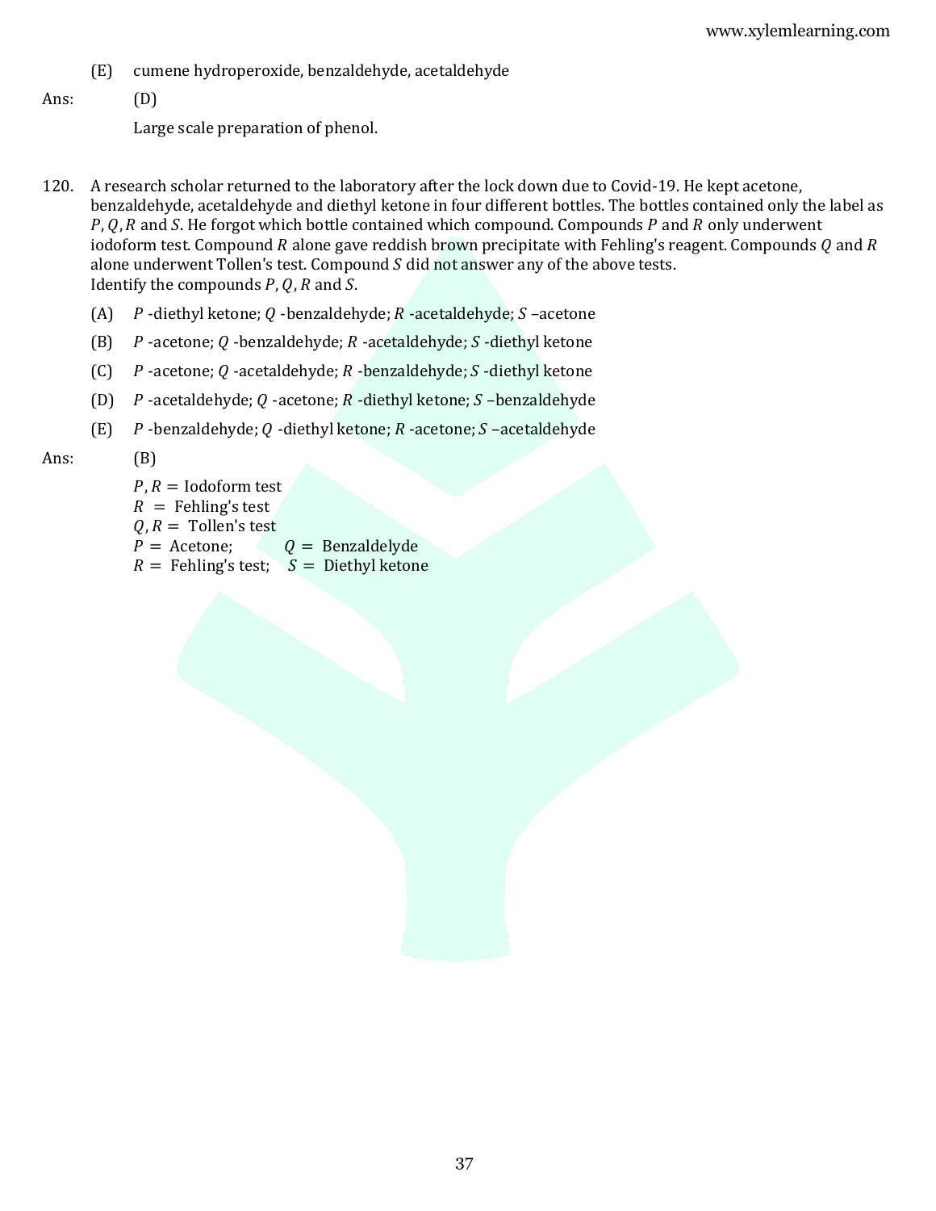(E) cumene hydroperoxide, benzaldehyde, acetaldehyde

Ans: (D)

Large scale preparation of phenol.

120. A research scholar returned to the laboratory after the lock down due to Covid-19. He kept acetone, benzaldehyde, acetaldehyde and diethyl ketone in four different bottles. The bottles contained only the label as $P, Q, R$ and $S$. He forgot which bottle contained which compound. Compounds $P$ and $R$ only underwent iodoform test. Compound $R$ alone gave reddish brown precipitate with Fehling's reagent. Compounds $Q$ and $R$ alone underwent Tollen's test. Compound $S$ did not answer any of the above tests. Identify the compounds $P, Q, R$ and $S$.

(A) $P$ -diethyl ketone; $Q$ -benzaldehyde; $R$ -acetaldehyde; $S$ –acetone

(B) $P$ -acetone; $Q$ -benzaldehyde; $R$ -acetaldehyde; $S$ -diethyl ketone

(C) $P$ -acetone; $Q$ -acetaldehyde; $R$ -benzaldehyde; $S$ -diethyl ketone

(D) $P$ -acetaldehyde; $Q$ -acetone; $R$ -diethyl ketone; $S$ –benzaldehyde

(E) $P$ -benzaldehyde; $Q$ -diethyl ketone; $R$ -acetone; $S$ –acetaldehyde

Ans: (B)

$P, R =$ Iodoform test
$R =$ Fehling's test
$Q, R =$ Tollen's test
$P =$ Acetone; $Q =$ Benzaldelyde
$R =$ Fehling's test; $S =$ Diethyl ketone